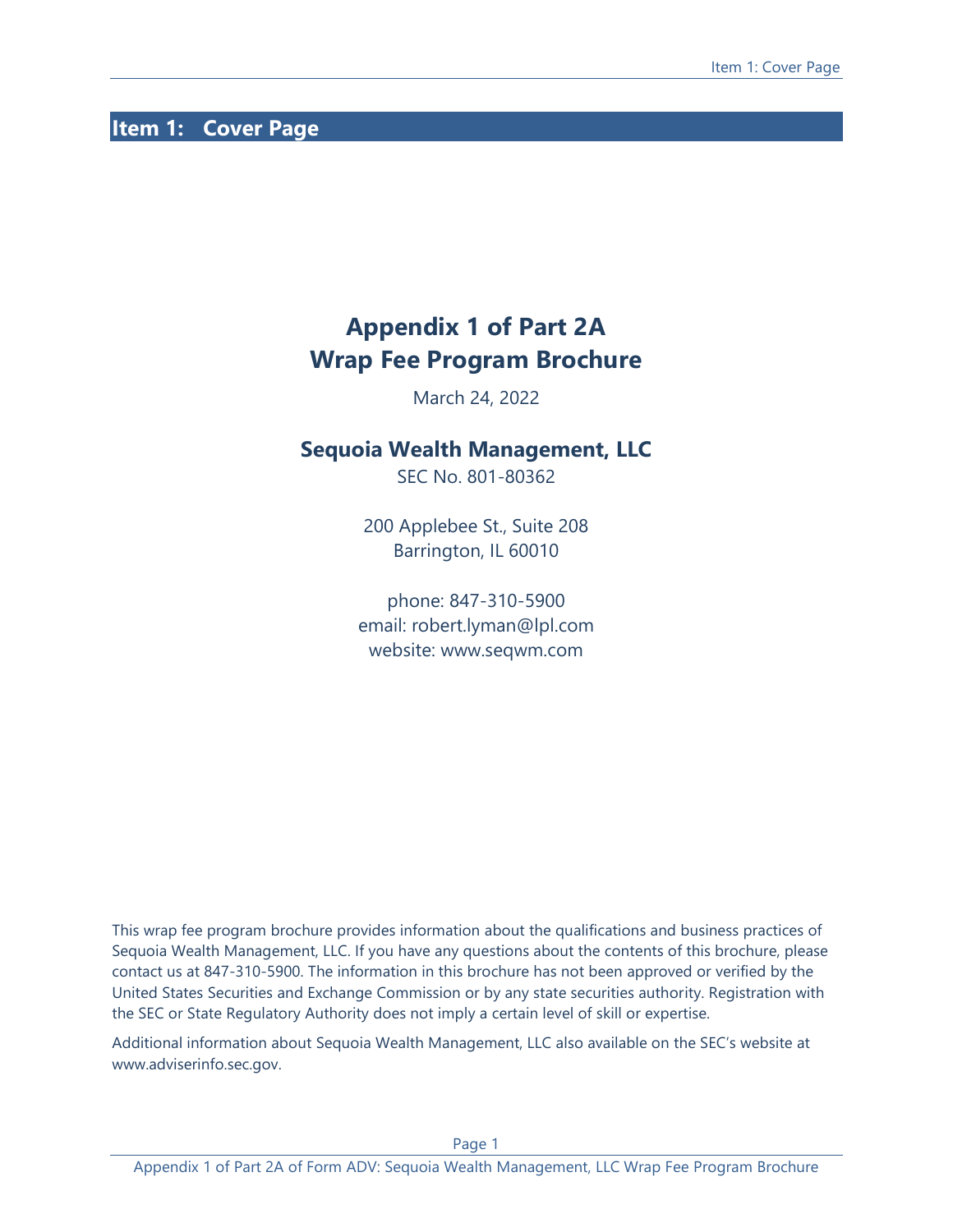# Item 1: Cover Page

## Appendix 1 of Part 2A
## Wrap Fee Program Brochure

March 24, 2022

### Sequoia Wealth Management, LLC

SEC No. 801-80362

200 Applebee St., Suite 208
Barrington, IL 60010

phone: 847-310-5900
email: robert.lyman@lpl.com
website: www.seqwm.com

This wrap fee program brochure provides information about the qualifications and business practices of Sequoia Wealth Management, LLC. If you have any questions about the contents of this brochure, please contact us at 847-310-5900. The information in this brochure has not been approved or verified by the United States Securities and Exchange Commission or by any state securities authority. Registration with the SEC or State Regulatory Authority does not imply a certain level of skill or expertise.

Additional information about Sequoia Wealth Management, LLC also available on the SEC's website at www.adviserinfo.sec.gov.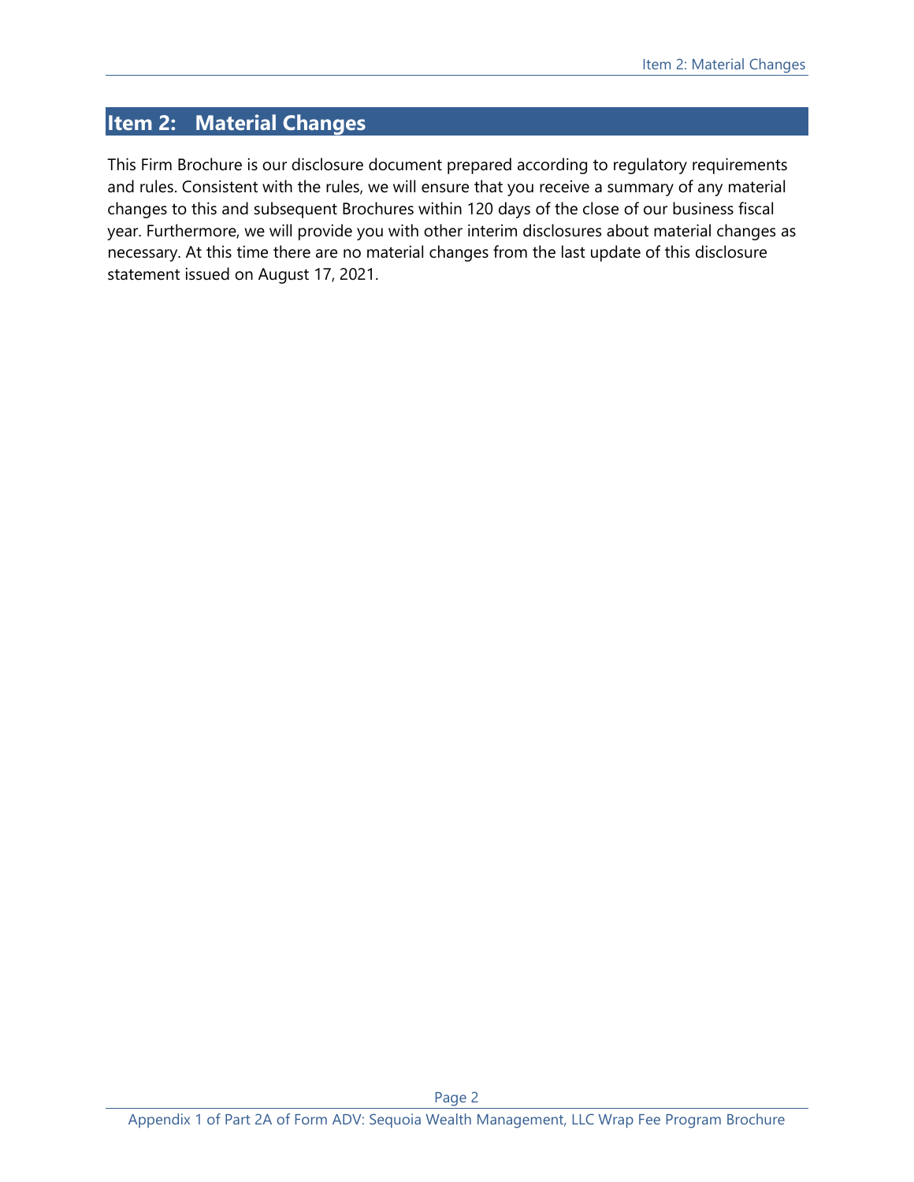## Item 2: Material Changes

This Firm Brochure is our disclosure document prepared according to regulatory requirements and rules. Consistent with the rules, we will ensure that you receive a summary of any material changes to this and subsequent Brochures within 120 days of the close of our business fiscal year. Furthermore, we will provide you with other interim disclosures about material changes as necessary. At this time there are no material changes from the last update of this disclosure statement issued on August 17, 2021.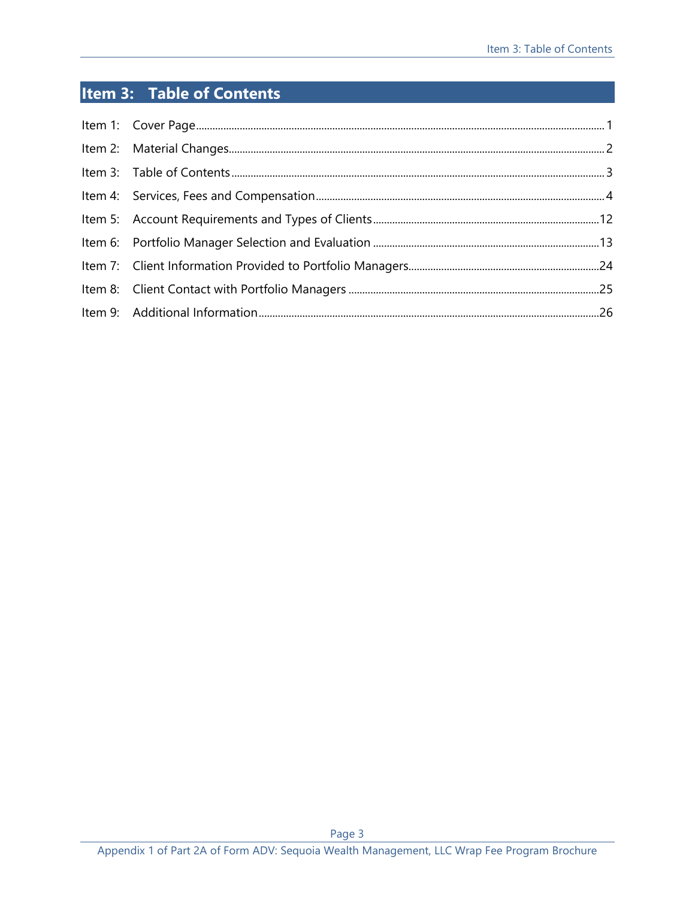# Item 3: Table of Contents

| | | |
|---|---|---|
| Item 1: | Cover Page | 1 |
| Item 2: | Material Changes | 2 |
| Item 3: | Table of Contents | 3 |
| Item 4: | Services, Fees and Compensation | 4 |
| Item 5: | Account Requirements and Types of Clients | 12 |
| Item 6: | Portfolio Manager Selection and Evaluation | 13 |
| Item 7: | Client Information Provided to Portfolio Managers | 24 |
| Item 8: | Client Contact with Portfolio Managers | 25 |
| Item 9: | Additional Information | 26 |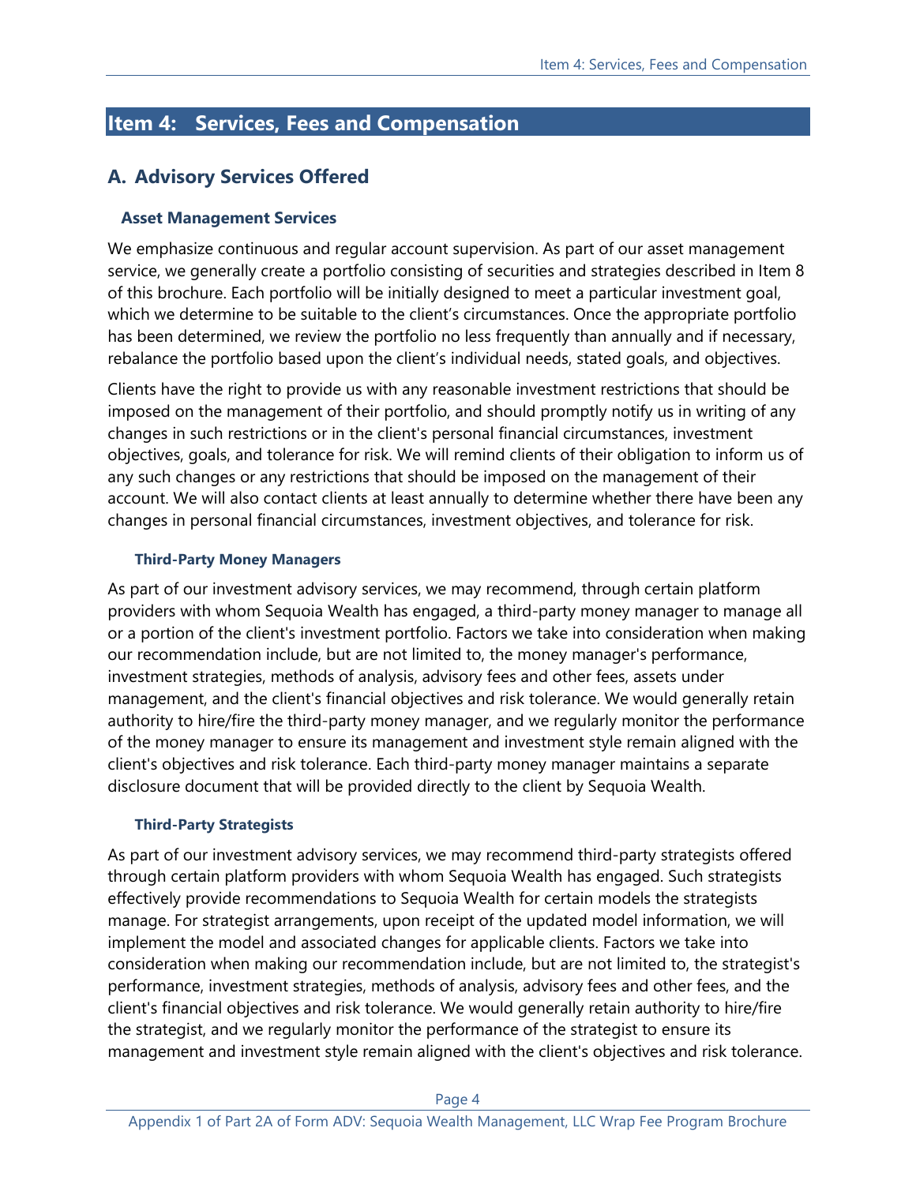## Item 4: Services, Fees and Compensation

### A. Advisory Services Offered

#### Asset Management Services

We emphasize continuous and regular account supervision. As part of our asset management service, we generally create a portfolio consisting of securities and strategies described in Item 8 of this brochure. Each portfolio will be initially designed to meet a particular investment goal, which we determine to be suitable to the client's circumstances. Once the appropriate portfolio has been determined, we review the portfolio no less frequently than annually and if necessary, rebalance the portfolio based upon the client's individual needs, stated goals, and objectives.

Clients have the right to provide us with any reasonable investment restrictions that should be imposed on the management of their portfolio, and should promptly notify us in writing of any changes in such restrictions or in the client's personal financial circumstances, investment objectives, goals, and tolerance for risk. We will remind clients of their obligation to inform us of any such changes or any restrictions that should be imposed on the management of their account. We will also contact clients at least annually to determine whether there have been any changes in personal financial circumstances, investment objectives, and tolerance for risk.

##### Third-Party Money Managers

As part of our investment advisory services, we may recommend, through certain platform providers with whom Sequoia Wealth has engaged, a third-party money manager to manage all or a portion of the client's investment portfolio. Factors we take into consideration when making our recommendation include, but are not limited to, the money manager's performance, investment strategies, methods of analysis, advisory fees and other fees, assets under management, and the client's financial objectives and risk tolerance. We would generally retain authority to hire/fire the third-party money manager, and we regularly monitor the performance of the money manager to ensure its management and investment style remain aligned with the client's objectives and risk tolerance. Each third-party money manager maintains a separate disclosure document that will be provided directly to the client by Sequoia Wealth.

##### Third-Party Strategists

As part of our investment advisory services, we may recommend third-party strategists offered through certain platform providers with whom Sequoia Wealth has engaged. Such strategists effectively provide recommendations to Sequoia Wealth for certain models the strategists manage. For strategist arrangements, upon receipt of the updated model information, we will implement the model and associated changes for applicable clients. Factors we take into consideration when making our recommendation include, but are not limited to, the strategist's performance, investment strategies, methods of analysis, advisory fees and other fees, and the client's financial objectives and risk tolerance. We would generally retain authority to hire/fire the strategist, and we regularly monitor the performance of the strategist to ensure its management and investment style remain aligned with the client's objectives and risk tolerance.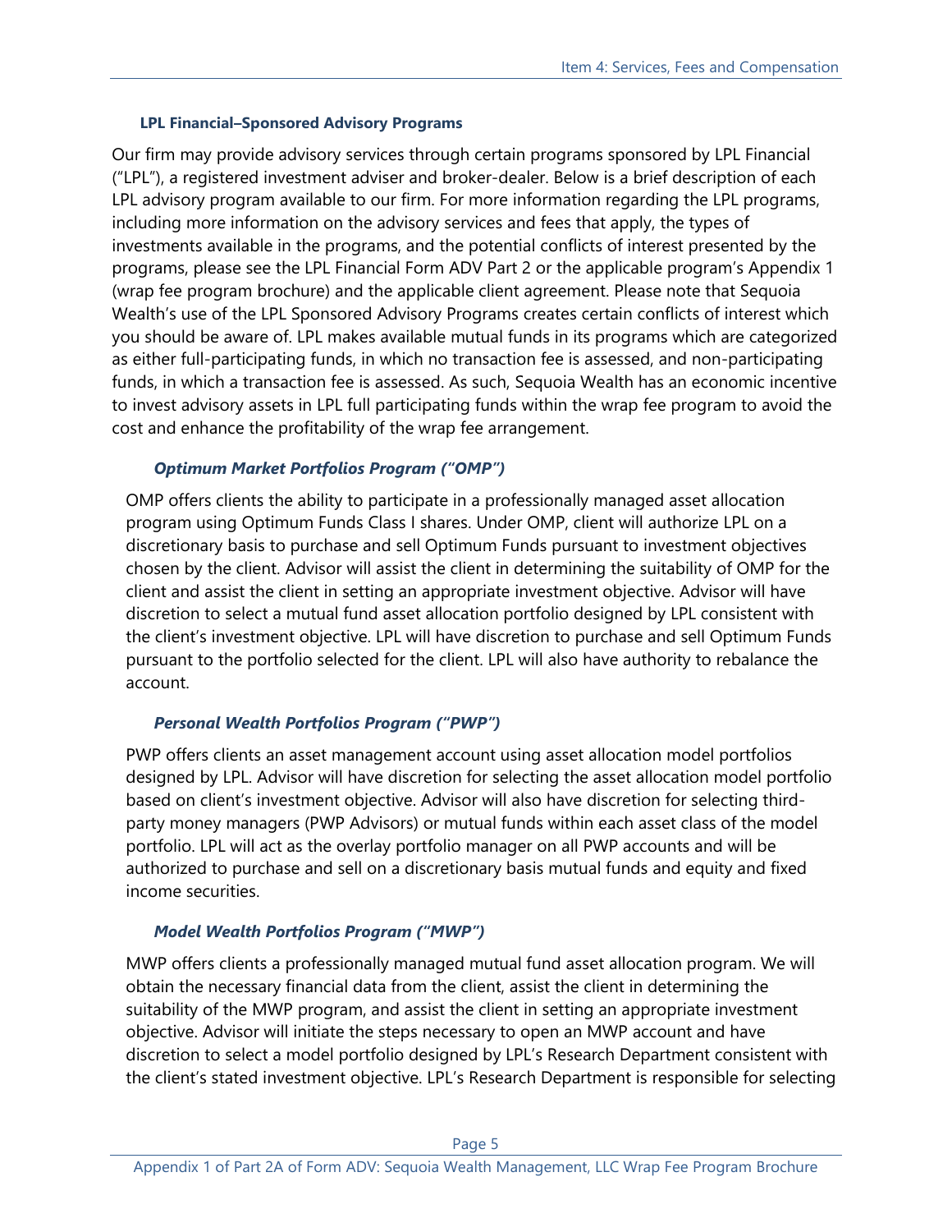### LPL Financial–Sponsored Advisory Programs

Our firm may provide advisory services through certain programs sponsored by LPL Financial ("LPL"), a registered investment adviser and broker-dealer. Below is a brief description of each LPL advisory program available to our firm. For more information regarding the LPL programs, including more information on the advisory services and fees that apply, the types of investments available in the programs, and the potential conflicts of interest presented by the programs, please see the LPL Financial Form ADV Part 2 or the applicable program's Appendix 1 (wrap fee program brochure) and the applicable client agreement. Please note that Sequoia Wealth's use of the LPL Sponsored Advisory Programs creates certain conflicts of interest which you should be aware of. LPL makes available mutual funds in its programs which are categorized as either full-participating funds, in which no transaction fee is assessed, and non-participating funds, in which a transaction fee is assessed. As such, Sequoia Wealth has an economic incentive to invest advisory assets in LPL full participating funds within the wrap fee program to avoid the cost and enhance the profitability of the wrap fee arrangement.

#### *Optimum Market Portfolios Program ("OMP")*

OMP offers clients the ability to participate in a professionally managed asset allocation program using Optimum Funds Class I shares. Under OMP, client will authorize LPL on a discretionary basis to purchase and sell Optimum Funds pursuant to investment objectives chosen by the client. Advisor will assist the client in determining the suitability of OMP for the client and assist the client in setting an appropriate investment objective. Advisor will have discretion to select a mutual fund asset allocation portfolio designed by LPL consistent with the client's investment objective. LPL will have discretion to purchase and sell Optimum Funds pursuant to the portfolio selected for the client. LPL will also have authority to rebalance the account.

#### *Personal Wealth Portfolios Program ("PWP")*

PWP offers clients an asset management account using asset allocation model portfolios designed by LPL. Advisor will have discretion for selecting the asset allocation model portfolio based on client's investment objective. Advisor will also have discretion for selecting third-party money managers (PWP Advisors) or mutual funds within each asset class of the model portfolio. LPL will act as the overlay portfolio manager on all PWP accounts and will be authorized to purchase and sell on a discretionary basis mutual funds and equity and fixed income securities.

#### *Model Wealth Portfolios Program ("MWP")*

MWP offers clients a professionally managed mutual fund asset allocation program. We will obtain the necessary financial data from the client, assist the client in determining the suitability of the MWP program, and assist the client in setting an appropriate investment objective. Advisor will initiate the steps necessary to open an MWP account and have discretion to select a model portfolio designed by LPL's Research Department consistent with the client's stated investment objective. LPL's Research Department is responsible for selecting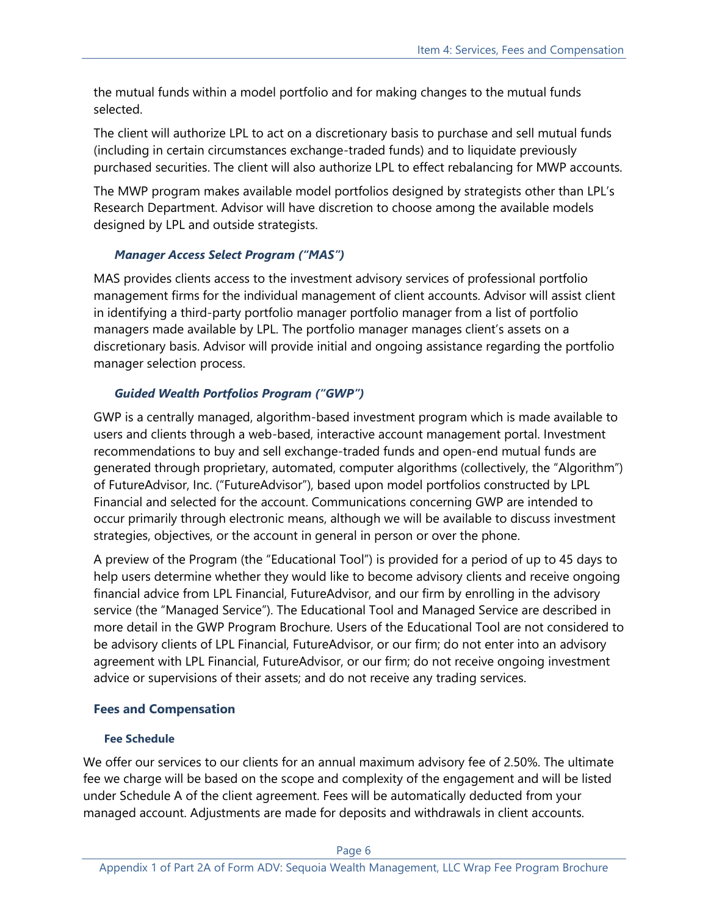the mutual funds within a model portfolio and for making changes to the mutual funds selected.

The client will authorize LPL to act on a discretionary basis to purchase and sell mutual funds (including in certain circumstances exchange-traded funds) and to liquidate previously purchased securities. The client will also authorize LPL to effect rebalancing for MWP accounts.

The MWP program makes available model portfolios designed by strategists other than LPL's Research Department. Advisor will have discretion to choose among the available models designed by LPL and outside strategists.

#### *Manager Access Select Program ("MAS")*

MAS provides clients access to the investment advisory services of professional portfolio management firms for the individual management of client accounts. Advisor will assist client in identifying a third-party portfolio manager portfolio manager from a list of portfolio managers made available by LPL. The portfolio manager manages client's assets on a discretionary basis. Advisor will provide initial and ongoing assistance regarding the portfolio manager selection process.

#### *Guided Wealth Portfolios Program ("GWP")*

GWP is a centrally managed, algorithm-based investment program which is made available to users and clients through a web-based, interactive account management portal. Investment recommendations to buy and sell exchange-traded funds and open-end mutual funds are generated through proprietary, automated, computer algorithms (collectively, the "Algorithm") of FutureAdvisor, Inc. ("FutureAdvisor"), based upon model portfolios constructed by LPL Financial and selected for the account. Communications concerning GWP are intended to occur primarily through electronic means, although we will be available to discuss investment strategies, objectives, or the account in general in person or over the phone.

A preview of the Program (the "Educational Tool") is provided for a period of up to 45 days to help users determine whether they would like to become advisory clients and receive ongoing financial advice from LPL Financial, FutureAdvisor, and our firm by enrolling in the advisory service (the "Managed Service"). The Educational Tool and Managed Service are described in more detail in the GWP Program Brochure. Users of the Educational Tool are not considered to be advisory clients of LPL Financial, FutureAdvisor, or our firm; do not enter into an advisory agreement with LPL Financial, FutureAdvisor, or our firm; do not receive ongoing investment advice or supervisions of their assets; and do not receive any trading services.

### Fees and Compensation

#### Fee Schedule

We offer our services to our clients for an annual maximum advisory fee of 2.50%. The ultimate fee we charge will be based on the scope and complexity of the engagement and will be listed under Schedule A of the client agreement. Fees will be automatically deducted from your managed account. Adjustments are made for deposits and withdrawals in client accounts.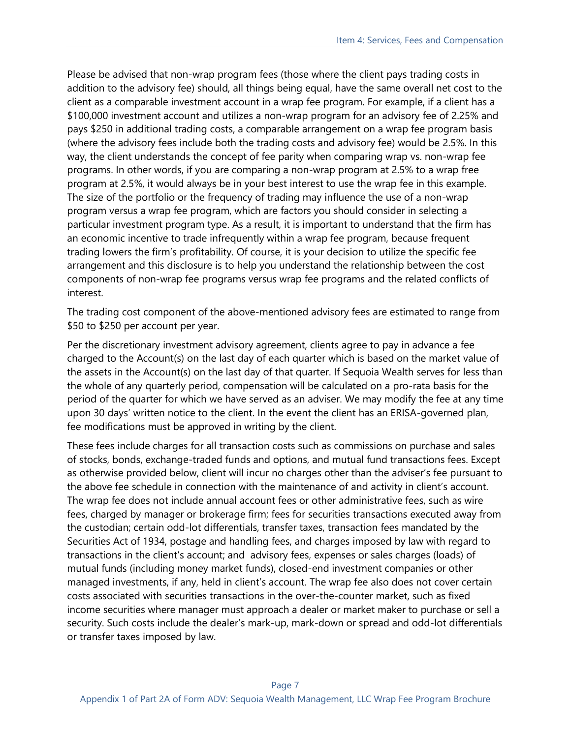Please be advised that non-wrap program fees (those where the client pays trading costs in addition to the advisory fee) should, all things being equal, have the same overall net cost to the client as a comparable investment account in a wrap fee program. For example, if a client has a $100,000 investment account and utilizes a non-wrap program for an advisory fee of 2.25% and pays $250 in additional trading costs, a comparable arrangement on a wrap fee program basis (where the advisory fees include both the trading costs and advisory fee) would be 2.5%. In this way, the client understands the concept of fee parity when comparing wrap vs. non-wrap fee programs. In other words, if you are comparing a non-wrap program at 2.5% to a wrap free program at 2.5%, it would always be in your best interest to use the wrap fee in this example. The size of the portfolio or the frequency of trading may influence the use of a non-wrap program versus a wrap fee program, which are factors you should consider in selecting a particular investment program type. As a result, it is important to understand that the firm has an economic incentive to trade infrequently within a wrap fee program, because frequent trading lowers the firm's profitability. Of course, it is your decision to utilize the specific fee arrangement and this disclosure is to help you understand the relationship between the cost components of non-wrap fee programs versus wrap fee programs and the related conflicts of interest.

The trading cost component of the above-mentioned advisory fees are estimated to range from $50 to $250 per account per year.

Per the discretionary investment advisory agreement, clients agree to pay in advance a fee charged to the Account(s) on the last day of each quarter which is based on the market value of the assets in the Account(s) on the last day of that quarter. If Sequoia Wealth serves for less than the whole of any quarterly period, compensation will be calculated on a pro-rata basis for the period of the quarter for which we have served as an adviser. We may modify the fee at any time upon 30 days' written notice to the client. In the event the client has an ERISA-governed plan, fee modifications must be approved in writing by the client.

These fees include charges for all transaction costs such as commissions on purchase and sales of stocks, bonds, exchange-traded funds and options, and mutual fund transactions fees. Except as otherwise provided below, client will incur no charges other than the adviser's fee pursuant to the above fee schedule in connection with the maintenance of and activity in client's account. The wrap fee does not include annual account fees or other administrative fees, such as wire fees, charged by manager or brokerage firm; fees for securities transactions executed away from the custodian; certain odd-lot differentials, transfer taxes, transaction fees mandated by the Securities Act of 1934, postage and handling fees, and charges imposed by law with regard to transactions in the client's account; and advisory fees, expenses or sales charges (loads) of mutual funds (including money market funds), closed-end investment companies or other managed investments, if any, held in client's account. The wrap fee also does not cover certain costs associated with securities transactions in the over-the-counter market, such as fixed income securities where manager must approach a dealer or market maker to purchase or sell a security. Such costs include the dealer's mark-up, mark-down or spread and odd-lot differentials or transfer taxes imposed by law.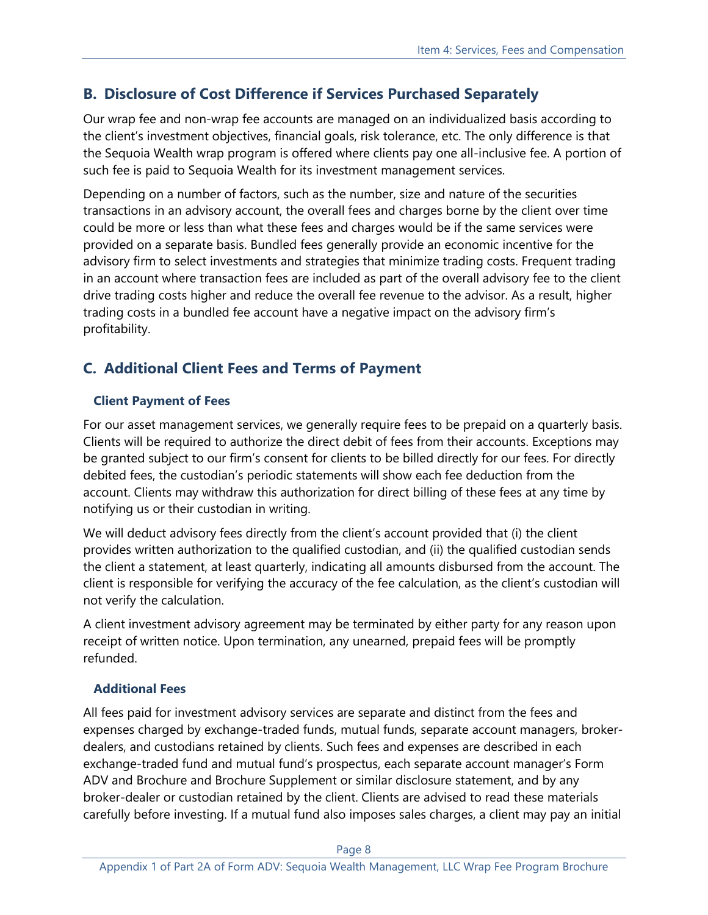## B. Disclosure of Cost Difference if Services Purchased Separately

Our wrap fee and non-wrap fee accounts are managed on an individualized basis according to the client's investment objectives, financial goals, risk tolerance, etc. The only difference is that the Sequoia Wealth wrap program is offered where clients pay one all-inclusive fee. A portion of such fee is paid to Sequoia Wealth for its investment management services.

Depending on a number of factors, such as the number, size and nature of the securities transactions in an advisory account, the overall fees and charges borne by the client over time could be more or less than what these fees and charges would be if the same services were provided on a separate basis. Bundled fees generally provide an economic incentive for the advisory firm to select investments and strategies that minimize trading costs. Frequent trading in an account where transaction fees are included as part of the overall advisory fee to the client drive trading costs higher and reduce the overall fee revenue to the advisor. As a result, higher trading costs in a bundled fee account have a negative impact on the advisory firm's profitability.

## C. Additional Client Fees and Terms of Payment

### Client Payment of Fees

For our asset management services, we generally require fees to be prepaid on a quarterly basis. Clients will be required to authorize the direct debit of fees from their accounts. Exceptions may be granted subject to our firm's consent for clients to be billed directly for our fees. For directly debited fees, the custodian's periodic statements will show each fee deduction from the account. Clients may withdraw this authorization for direct billing of these fees at any time by notifying us or their custodian in writing.

We will deduct advisory fees directly from the client's account provided that (i) the client provides written authorization to the qualified custodian, and (ii) the qualified custodian sends the client a statement, at least quarterly, indicating all amounts disbursed from the account. The client is responsible for verifying the accuracy of the fee calculation, as the client's custodian will not verify the calculation.

A client investment advisory agreement may be terminated by either party for any reason upon receipt of written notice. Upon termination, any unearned, prepaid fees will be promptly refunded.

### Additional Fees

All fees paid for investment advisory services are separate and distinct from the fees and expenses charged by exchange-traded funds, mutual funds, separate account managers, broker-dealers, and custodians retained by clients. Such fees and expenses are described in each exchange-traded fund and mutual fund's prospectus, each separate account manager's Form ADV and Brochure and Brochure Supplement or similar disclosure statement, and by any broker-dealer or custodian retained by the client. Clients are advised to read these materials carefully before investing. If a mutual fund also imposes sales charges, a client may pay an initial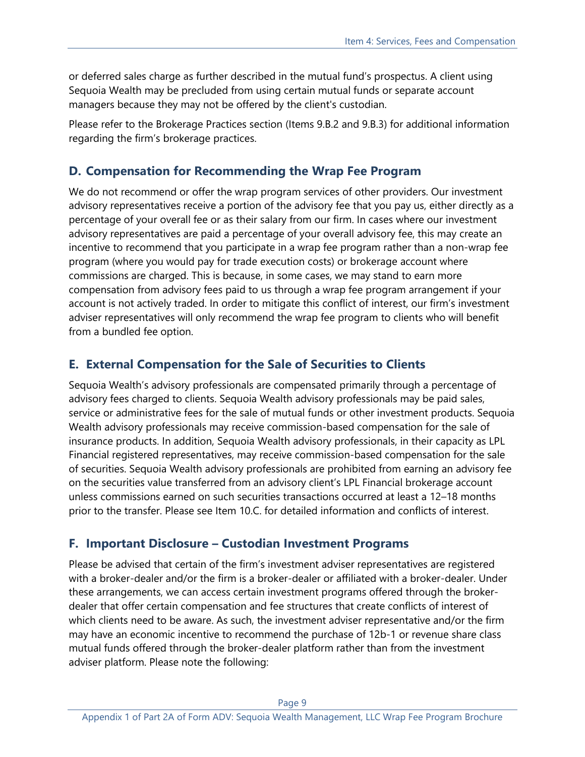or deferred sales charge as further described in the mutual fund's prospectus. A client using Sequoia Wealth may be precluded from using certain mutual funds or separate account managers because they may not be offered by the client's custodian.

Please refer to the Brokerage Practices section (Items 9.B.2 and 9.B.3) for additional information regarding the firm's brokerage practices.

## D. Compensation for Recommending the Wrap Fee Program

We do not recommend or offer the wrap program services of other providers. Our investment advisory representatives receive a portion of the advisory fee that you pay us, either directly as a percentage of your overall fee or as their salary from our firm. In cases where our investment advisory representatives are paid a percentage of your overall advisory fee, this may create an incentive to recommend that you participate in a wrap fee program rather than a non-wrap fee program (where you would pay for trade execution costs) or brokerage account where commissions are charged. This is because, in some cases, we may stand to earn more compensation from advisory fees paid to us through a wrap fee program arrangement if your account is not actively traded. In order to mitigate this conflict of interest, our firm's investment adviser representatives will only recommend the wrap fee program to clients who will benefit from a bundled fee option.

## E. External Compensation for the Sale of Securities to Clients

Sequoia Wealth's advisory professionals are compensated primarily through a percentage of advisory fees charged to clients. Sequoia Wealth advisory professionals may be paid sales, service or administrative fees for the sale of mutual funds or other investment products. Sequoia Wealth advisory professionals may receive commission-based compensation for the sale of insurance products. In addition, Sequoia Wealth advisory professionals, in their capacity as LPL Financial registered representatives, may receive commission-based compensation for the sale of securities. Sequoia Wealth advisory professionals are prohibited from earning an advisory fee on the securities value transferred from an advisory client's LPL Financial brokerage account unless commissions earned on such securities transactions occurred at least a 12–18 months prior to the transfer. Please see Item 10.C. for detailed information and conflicts of interest.

## F. Important Disclosure – Custodian Investment Programs

Please be advised that certain of the firm's investment adviser representatives are registered with a broker-dealer and/or the firm is a broker-dealer or affiliated with a broker-dealer. Under these arrangements, we can access certain investment programs offered through the broker-dealer that offer certain compensation and fee structures that create conflicts of interest of which clients need to be aware. As such, the investment adviser representative and/or the firm may have an economic incentive to recommend the purchase of 12b-1 or revenue share class mutual funds offered through the broker-dealer platform rather than from the investment adviser platform. Please note the following: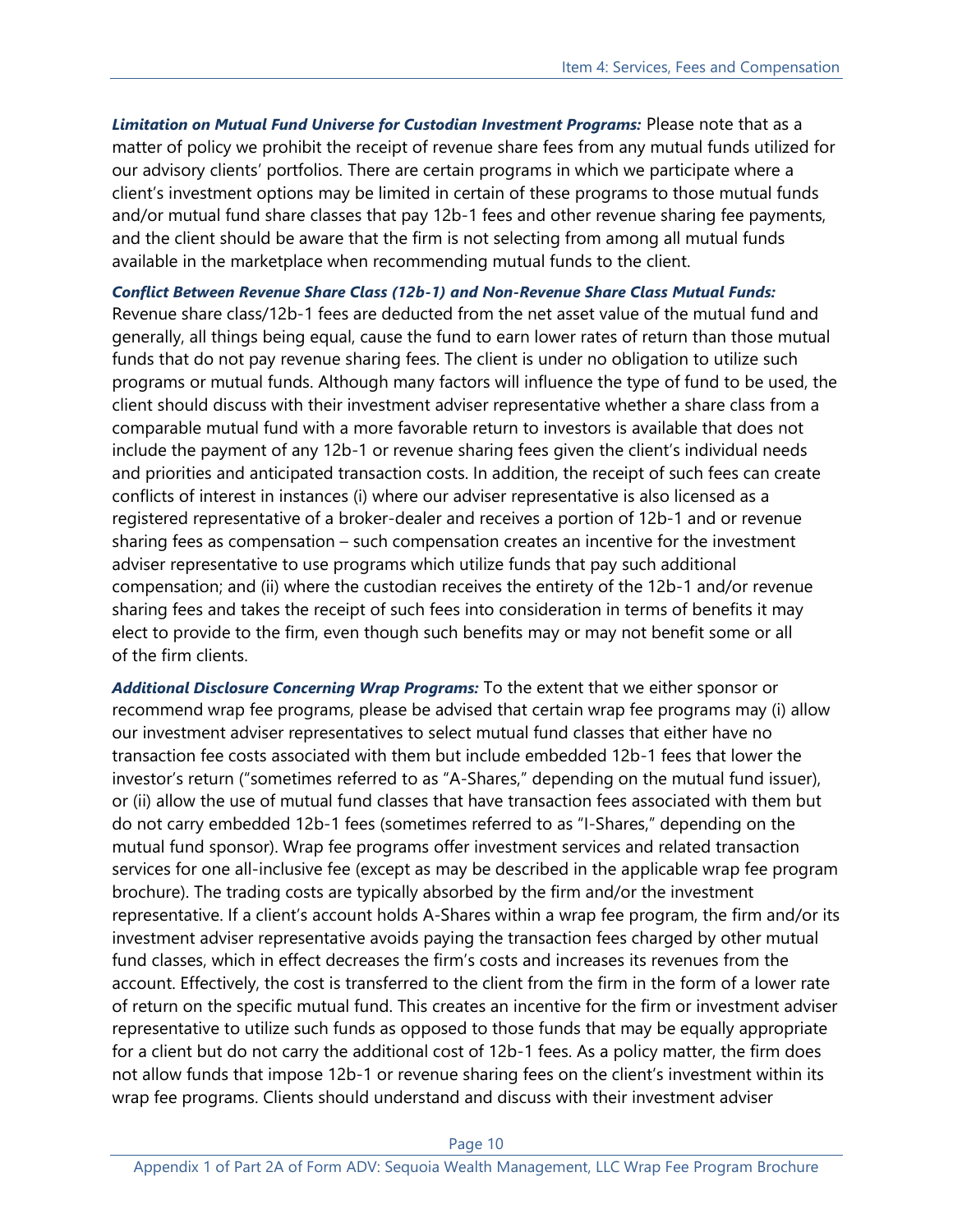***Limitation on Mutual Fund Universe for Custodian Investment Programs:*** Please note that as a matter of policy we prohibit the receipt of revenue share fees from any mutual funds utilized for our advisory clients' portfolios. There are certain programs in which we participate where a client's investment options may be limited in certain of these programs to those mutual funds and/or mutual fund share classes that pay 12b-1 fees and other revenue sharing fee payments, and the client should be aware that the firm is not selecting from among all mutual funds available in the marketplace when recommending mutual funds to the client.

***Conflict Between Revenue Share Class (12b-1) and Non-Revenue Share Class Mutual Funds:*** Revenue share class/12b-1 fees are deducted from the net asset value of the mutual fund and generally, all things being equal, cause the fund to earn lower rates of return than those mutual funds that do not pay revenue sharing fees. The client is under no obligation to utilize such programs or mutual funds. Although many factors will influence the type of fund to be used, the client should discuss with their investment adviser representative whether a share class from a comparable mutual fund with a more favorable return to investors is available that does not include the payment of any 12b-1 or revenue sharing fees given the client's individual needs and priorities and anticipated transaction costs. In addition, the receipt of such fees can create conflicts of interest in instances (i) where our adviser representative is also licensed as a registered representative of a broker-dealer and receives a portion of 12b-1 and or revenue sharing fees as compensation – such compensation creates an incentive for the investment adviser representative to use programs which utilize funds that pay such additional compensation; and (ii) where the custodian receives the entirety of the 12b-1 and/or revenue sharing fees and takes the receipt of such fees into consideration in terms of benefits it may elect to provide to the firm, even though such benefits may or may not benefit some or all of the firm clients.

***Additional Disclosure Concerning Wrap Programs:*** To the extent that we either sponsor or recommend wrap fee programs, please be advised that certain wrap fee programs may (i) allow our investment adviser representatives to select mutual fund classes that either have no transaction fee costs associated with them but include embedded 12b-1 fees that lower the investor's return ("sometimes referred to as "A-Shares," depending on the mutual fund issuer), or (ii) allow the use of mutual fund classes that have transaction fees associated with them but do not carry embedded 12b-1 fees (sometimes referred to as "I-Shares," depending on the mutual fund sponsor). Wrap fee programs offer investment services and related transaction services for one all-inclusive fee (except as may be described in the applicable wrap fee program brochure). The trading costs are typically absorbed by the firm and/or the investment representative. If a client's account holds A-Shares within a wrap fee program, the firm and/or its investment adviser representative avoids paying the transaction fees charged by other mutual fund classes, which in effect decreases the firm's costs and increases its revenues from the account. Effectively, the cost is transferred to the client from the firm in the form of a lower rate of return on the specific mutual fund. This creates an incentive for the firm or investment adviser representative to utilize such funds as opposed to those funds that may be equally appropriate for a client but do not carry the additional cost of 12b-1 fees. As a policy matter, the firm does not allow funds that impose 12b-1 or revenue sharing fees on the client's investment within its wrap fee programs. Clients should understand and discuss with their investment adviser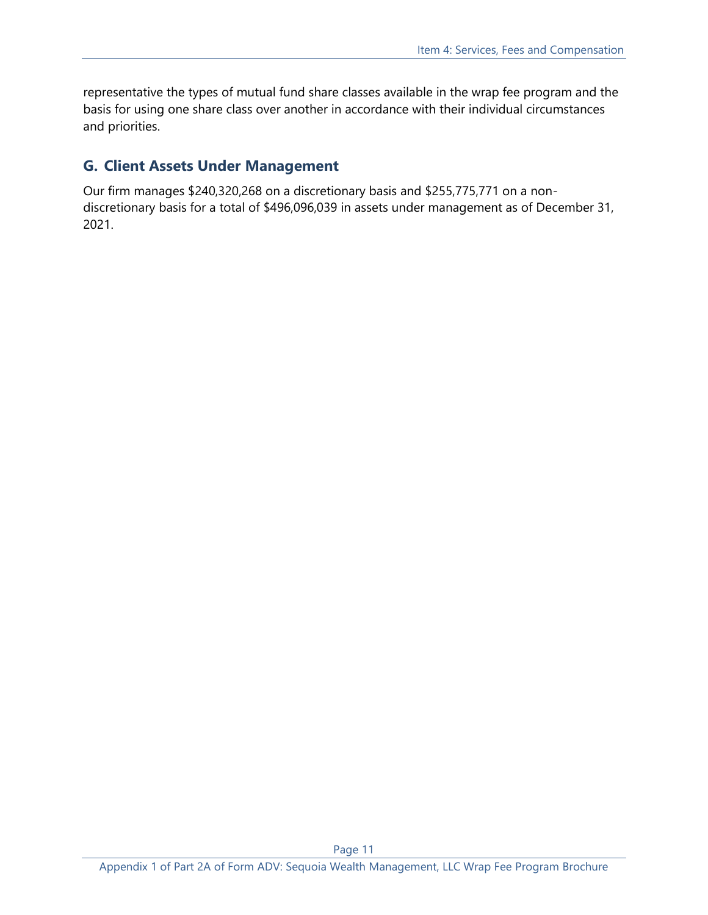representative the types of mutual fund share classes available in the wrap fee program and the basis for using one share class over another in accordance with their individual circumstances and priorities.

## G. Client Assets Under Management

Our firm manages $240,320,268 on a discretionary basis and $255,775,771 on a non-discretionary basis for a total of $496,096,039 in assets under management as of December 31, 2021.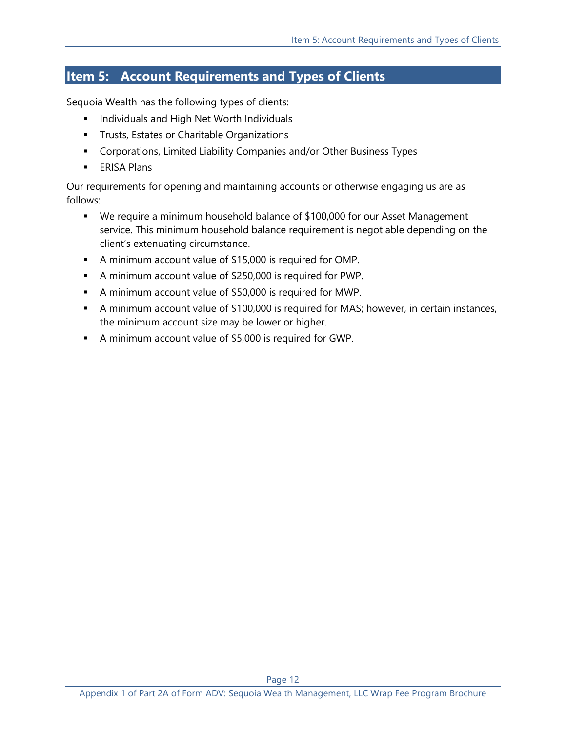# Item 5: Account Requirements and Types of Clients

Sequoia Wealth has the following types of clients:

- Individuals and High Net Worth Individuals
- Trusts, Estates or Charitable Organizations
- Corporations, Limited Liability Companies and/or Other Business Types
- ERISA Plans

Our requirements for opening and maintaining accounts or otherwise engaging us are as follows:

- We require a minimum household balance of $100,000 for our Asset Management service. This minimum household balance requirement is negotiable depending on the client's extenuating circumstance.
- A minimum account value of $15,000 is required for OMP.
- A minimum account value of $250,000 is required for PWP.
- A minimum account value of $50,000 is required for MWP.
- A minimum account value of $100,000 is required for MAS; however, in certain instances, the minimum account size may be lower or higher.
- A minimum account value of $5,000 is required for GWP.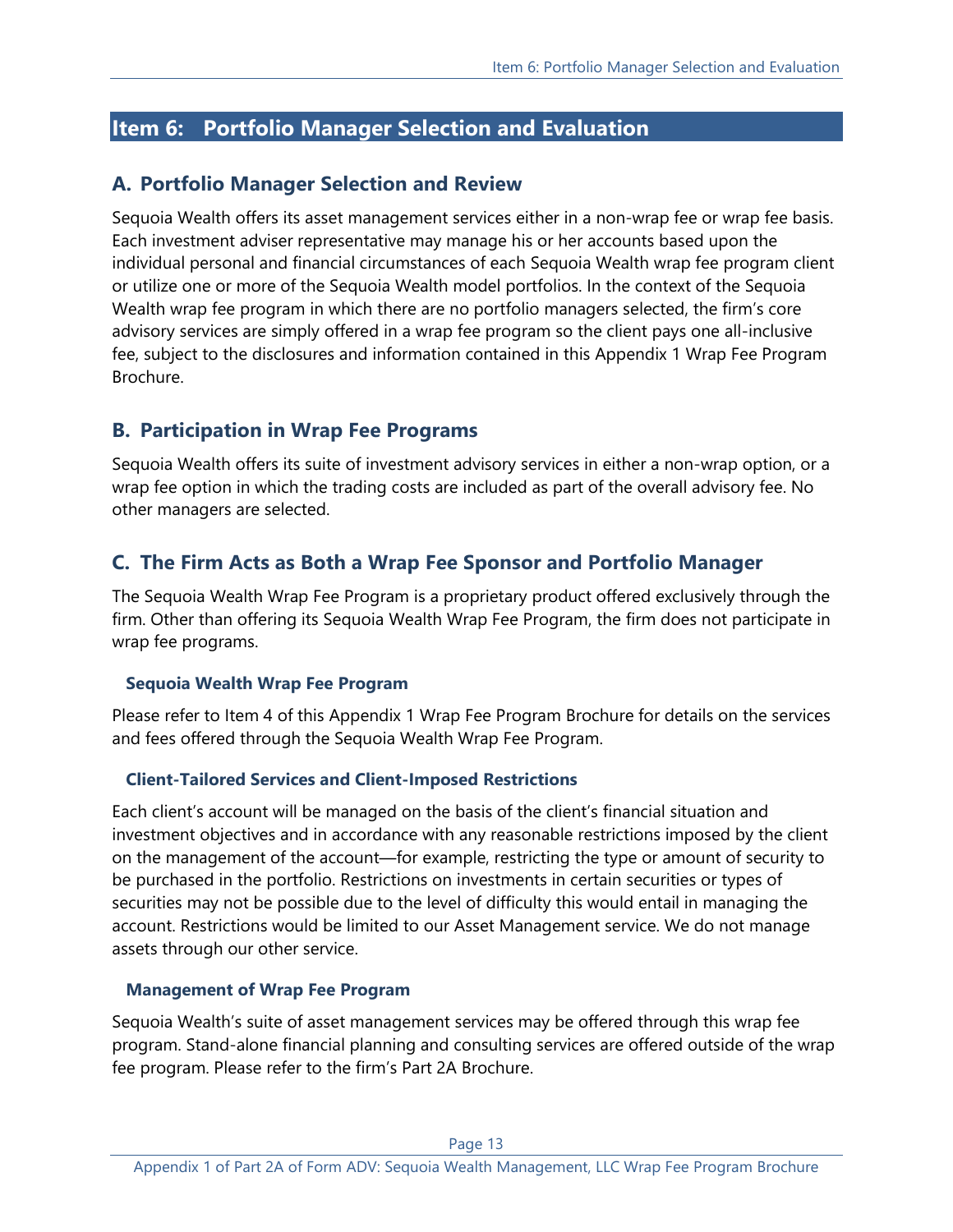## Item 6: Portfolio Manager Selection and Evaluation

### A. Portfolio Manager Selection and Review

Sequoia Wealth offers its asset management services either in a non-wrap fee or wrap fee basis. Each investment adviser representative may manage his or her accounts based upon the individual personal and financial circumstances of each Sequoia Wealth wrap fee program client or utilize one or more of the Sequoia Wealth model portfolios. In the context of the Sequoia Wealth wrap fee program in which there are no portfolio managers selected, the firm's core advisory services are simply offered in a wrap fee program so the client pays one all-inclusive fee, subject to the disclosures and information contained in this Appendix 1 Wrap Fee Program Brochure.

### B. Participation in Wrap Fee Programs

Sequoia Wealth offers its suite of investment advisory services in either a non-wrap option, or a wrap fee option in which the trading costs are included as part of the overall advisory fee. No other managers are selected.

### C. The Firm Acts as Both a Wrap Fee Sponsor and Portfolio Manager

The Sequoia Wealth Wrap Fee Program is a proprietary product offered exclusively through the firm. Other than offering its Sequoia Wealth Wrap Fee Program, the firm does not participate in wrap fee programs.

#### Sequoia Wealth Wrap Fee Program

Please refer to Item 4 of this Appendix 1 Wrap Fee Program Brochure for details on the services and fees offered through the Sequoia Wealth Wrap Fee Program.

#### Client-Tailored Services and Client-Imposed Restrictions

Each client's account will be managed on the basis of the client's financial situation and investment objectives and in accordance with any reasonable restrictions imposed by the client on the management of the account—for example, restricting the type or amount of security to be purchased in the portfolio. Restrictions on investments in certain securities or types of securities may not be possible due to the level of difficulty this would entail in managing the account. Restrictions would be limited to our Asset Management service. We do not manage assets through our other service.

#### Management of Wrap Fee Program

Sequoia Wealth's suite of asset management services may be offered through this wrap fee program. Stand-alone financial planning and consulting services are offered outside of the wrap fee program. Please refer to the firm's Part 2A Brochure.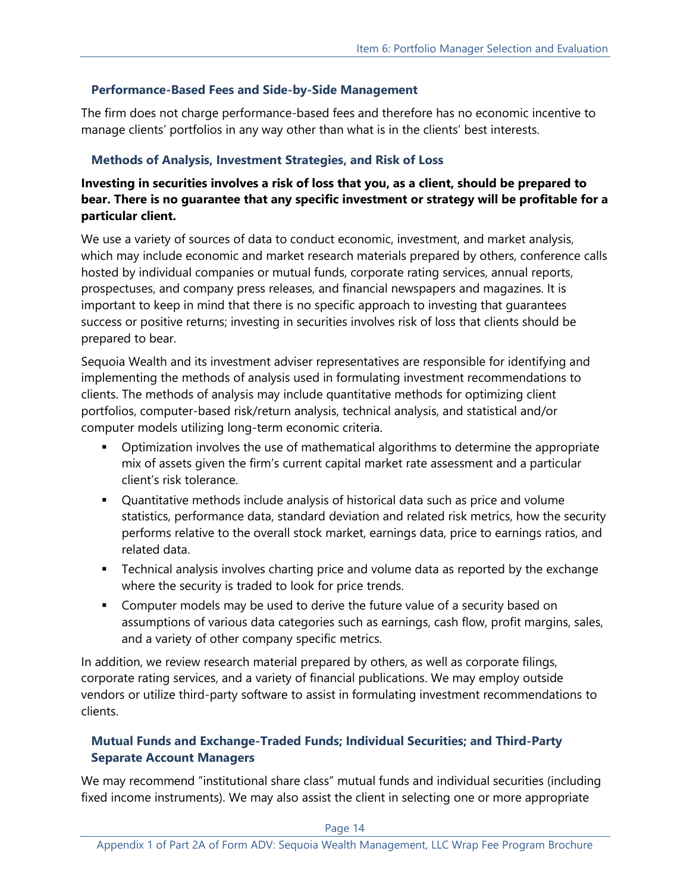### Performance-Based Fees and Side-by-Side Management

The firm does not charge performance-based fees and therefore has no economic incentive to manage clients' portfolios in any way other than what is in the clients' best interests.

### Methods of Analysis, Investment Strategies, and Risk of Loss

**Investing in securities involves a risk of loss that you, as a client, should be prepared to bear. There is no guarantee that any specific investment or strategy will be profitable for a particular client.**

We use a variety of sources of data to conduct economic, investment, and market analysis, which may include economic and market research materials prepared by others, conference calls hosted by individual companies or mutual funds, corporate rating services, annual reports, prospectuses, and company press releases, and financial newspapers and magazines. It is important to keep in mind that there is no specific approach to investing that guarantees success or positive returns; investing in securities involves risk of loss that clients should be prepared to bear.

Sequoia Wealth and its investment adviser representatives are responsible for identifying and implementing the methods of analysis used in formulating investment recommendations to clients. The methods of analysis may include quantitative methods for optimizing client portfolios, computer-based risk/return analysis, technical analysis, and statistical and/or computer models utilizing long-term economic criteria.

- Optimization involves the use of mathematical algorithms to determine the appropriate mix of assets given the firm's current capital market rate assessment and a particular client's risk tolerance.
- Quantitative methods include analysis of historical data such as price and volume statistics, performance data, standard deviation and related risk metrics, how the security performs relative to the overall stock market, earnings data, price to earnings ratios, and related data.
- Technical analysis involves charting price and volume data as reported by the exchange where the security is traded to look for price trends.
- Computer models may be used to derive the future value of a security based on assumptions of various data categories such as earnings, cash flow, profit margins, sales, and a variety of other company specific metrics.

In addition, we review research material prepared by others, as well as corporate filings, corporate rating services, and a variety of financial publications. We may employ outside vendors or utilize third-party software to assist in formulating investment recommendations to clients.

### Mutual Funds and Exchange-Traded Funds; Individual Securities; and Third-Party Separate Account Managers

We may recommend "institutional share class" mutual funds and individual securities (including fixed income instruments). We may also assist the client in selecting one or more appropriate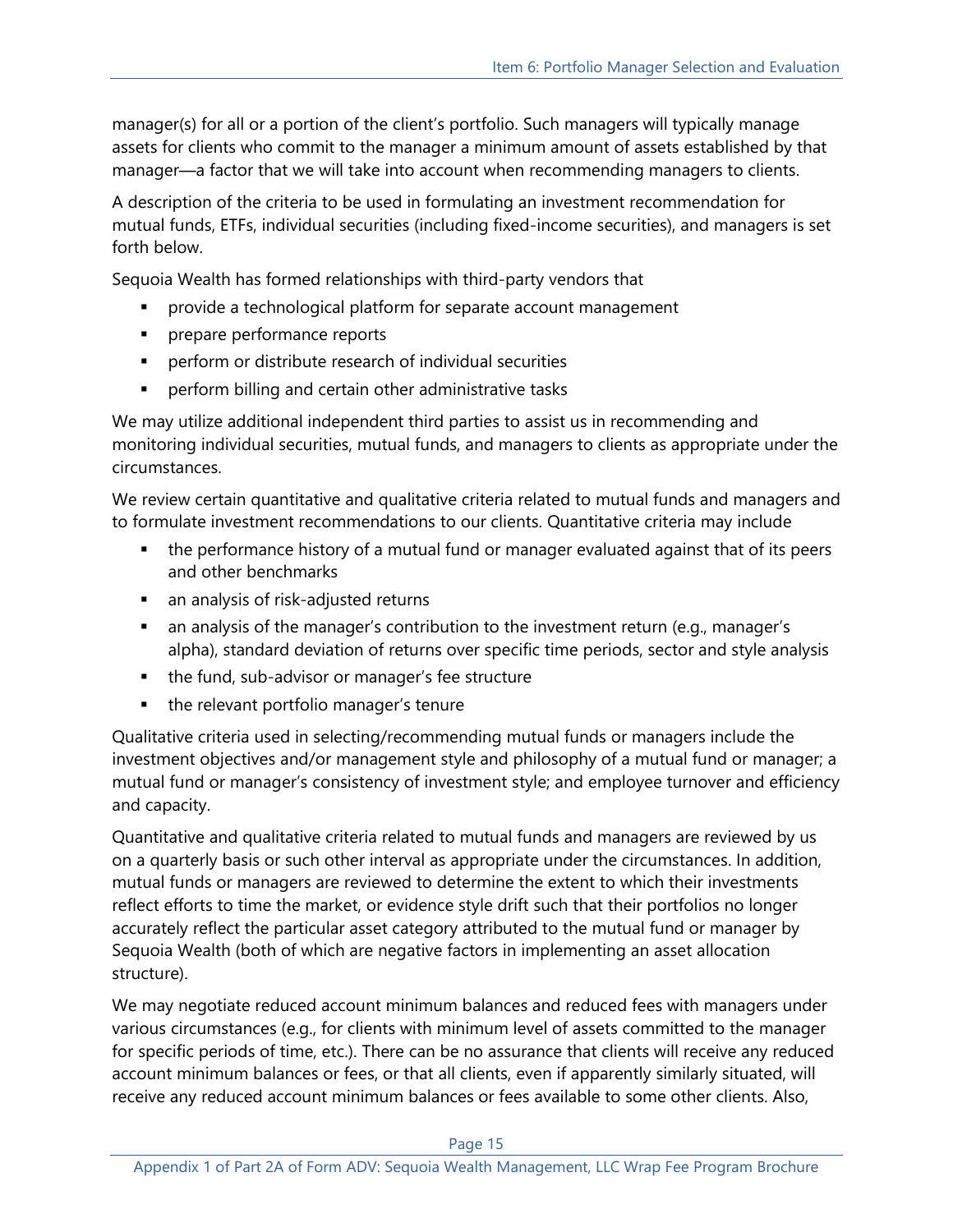manager(s) for all or a portion of the client's portfolio. Such managers will typically manage assets for clients who commit to the manager a minimum amount of assets established by that manager—a factor that we will take into account when recommending managers to clients.

A description of the criteria to be used in formulating an investment recommendation for mutual funds, ETFs, individual securities (including fixed-income securities), and managers is set forth below.

Sequoia Wealth has formed relationships with third-party vendors that

- provide a technological platform for separate account management
- prepare performance reports
- perform or distribute research of individual securities
- perform billing and certain other administrative tasks

We may utilize additional independent third parties to assist us in recommending and monitoring individual securities, mutual funds, and managers to clients as appropriate under the circumstances.

We review certain quantitative and qualitative criteria related to mutual funds and managers and to formulate investment recommendations to our clients. Quantitative criteria may include

- the performance history of a mutual fund or manager evaluated against that of its peers and other benchmarks
- an analysis of risk-adjusted returns
- an analysis of the manager's contribution to the investment return (e.g., manager's alpha), standard deviation of returns over specific time periods, sector and style analysis
- the fund, sub-advisor or manager's fee structure
- the relevant portfolio manager's tenure

Qualitative criteria used in selecting/recommending mutual funds or managers include the investment objectives and/or management style and philosophy of a mutual fund or manager; a mutual fund or manager's consistency of investment style; and employee turnover and efficiency and capacity.

Quantitative and qualitative criteria related to mutual funds and managers are reviewed by us on a quarterly basis or such other interval as appropriate under the circumstances. In addition, mutual funds or managers are reviewed to determine the extent to which their investments reflect efforts to time the market, or evidence style drift such that their portfolios no longer accurately reflect the particular asset category attributed to the mutual fund or manager by Sequoia Wealth (both of which are negative factors in implementing an asset allocation structure).

We may negotiate reduced account minimum balances and reduced fees with managers under various circumstances (e.g., for clients with minimum level of assets committed to the manager for specific periods of time, etc.). There can be no assurance that clients will receive any reduced account minimum balances or fees, or that all clients, even if apparently similarly situated, will receive any reduced account minimum balances or fees available to some other clients. Also,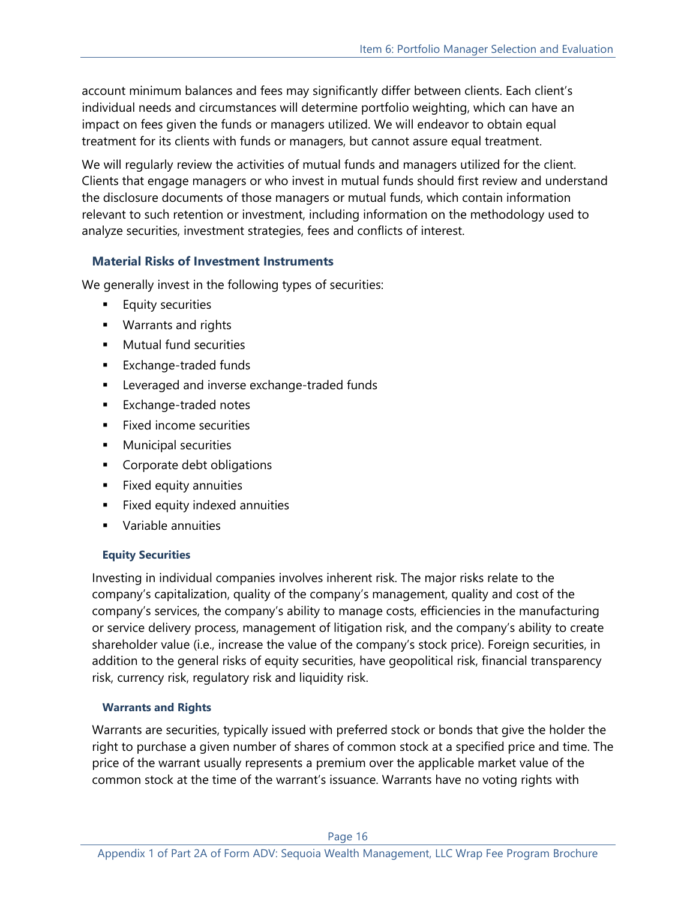account minimum balances and fees may significantly differ between clients. Each client's individual needs and circumstances will determine portfolio weighting, which can have an impact on fees given the funds or managers utilized. We will endeavor to obtain equal treatment for its clients with funds or managers, but cannot assure equal treatment.

We will regularly review the activities of mutual funds and managers utilized for the client. Clients that engage managers or who invest in mutual funds should first review and understand the disclosure documents of those managers or mutual funds, which contain information relevant to such retention or investment, including information on the methodology used to analyze securities, investment strategies, fees and conflicts of interest.

### Material Risks of Investment Instruments

We generally invest in the following types of securities:

- Equity securities
- Warrants and rights
- Mutual fund securities
- Exchange-traded funds
- Leveraged and inverse exchange-traded funds
- Exchange-traded notes
- Fixed income securities
- Municipal securities
- Corporate debt obligations
- Fixed equity annuities
- Fixed equity indexed annuities
- Variable annuities

#### Equity Securities

Investing in individual companies involves inherent risk. The major risks relate to the company's capitalization, quality of the company's management, quality and cost of the company's services, the company's ability to manage costs, efficiencies in the manufacturing or service delivery process, management of litigation risk, and the company's ability to create shareholder value (i.e., increase the value of the company's stock price). Foreign securities, in addition to the general risks of equity securities, have geopolitical risk, financial transparency risk, currency risk, regulatory risk and liquidity risk.

#### Warrants and Rights

Warrants are securities, typically issued with preferred stock or bonds that give the holder the right to purchase a given number of shares of common stock at a specified price and time. The price of the warrant usually represents a premium over the applicable market value of the common stock at the time of the warrant's issuance. Warrants have no voting rights with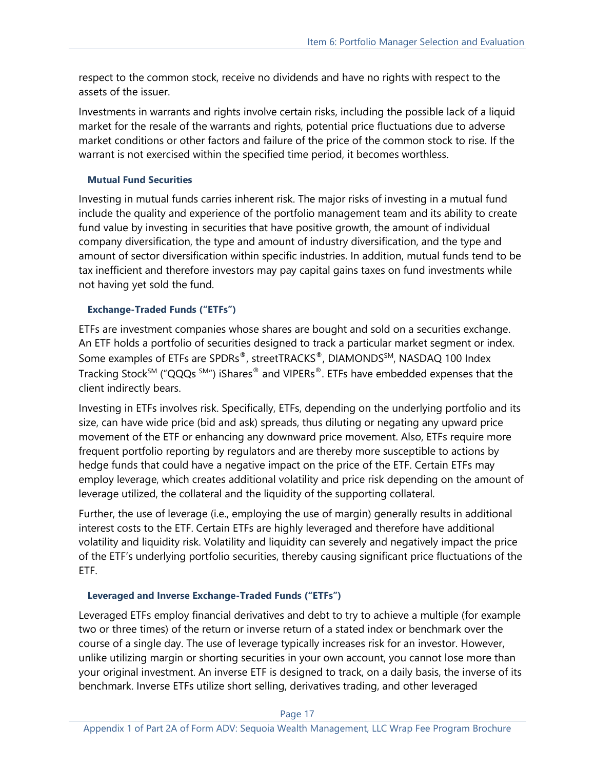respect to the common stock, receive no dividends and have no rights with respect to the assets of the issuer.

Investments in warrants and rights involve certain risks, including the possible lack of a liquid market for the resale of the warrants and rights, potential price fluctuations due to adverse market conditions or other factors and failure of the price of the common stock to rise. If the warrant is not exercised within the specified time period, it becomes worthless.

### Mutual Fund Securities

Investing in mutual funds carries inherent risk. The major risks of investing in a mutual fund include the quality and experience of the portfolio management team and its ability to create fund value by investing in securities that have positive growth, the amount of individual company diversification, the type and amount of industry diversification, and the type and amount of sector diversification within specific industries. In addition, mutual funds tend to be tax inefficient and therefore investors may pay capital gains taxes on fund investments while not having yet sold the fund.

### Exchange-Traded Funds ("ETFs")

ETFs are investment companies whose shares are bought and sold on a securities exchange. An ETF holds a portfolio of securities designed to track a particular market segment or index. Some examples of ETFs are SPDRs®, streetTRACKS®, DIAMONDS℠, NASDAQ 100 Index Tracking Stock℠ ("QQQs ℠") iShares® and VIPERs®. ETFs have embedded expenses that the client indirectly bears.

Investing in ETFs involves risk. Specifically, ETFs, depending on the underlying portfolio and its size, can have wide price (bid and ask) spreads, thus diluting or negating any upward price movement of the ETF or enhancing any downward price movement. Also, ETFs require more frequent portfolio reporting by regulators and are thereby more susceptible to actions by hedge funds that could have a negative impact on the price of the ETF. Certain ETFs may employ leverage, which creates additional volatility and price risk depending on the amount of leverage utilized, the collateral and the liquidity of the supporting collateral.

Further, the use of leverage (i.e., employing the use of margin) generally results in additional interest costs to the ETF. Certain ETFs are highly leveraged and therefore have additional volatility and liquidity risk. Volatility and liquidity can severely and negatively impact the price of the ETF's underlying portfolio securities, thereby causing significant price fluctuations of the ETF.

### Leveraged and Inverse Exchange-Traded Funds ("ETFs")

Leveraged ETFs employ financial derivatives and debt to try to achieve a multiple (for example two or three times) of the return or inverse return of a stated index or benchmark over the course of a single day. The use of leverage typically increases risk for an investor. However, unlike utilizing margin or shorting securities in your own account, you cannot lose more than your original investment. An inverse ETF is designed to track, on a daily basis, the inverse of its benchmark. Inverse ETFs utilize short selling, derivatives trading, and other leveraged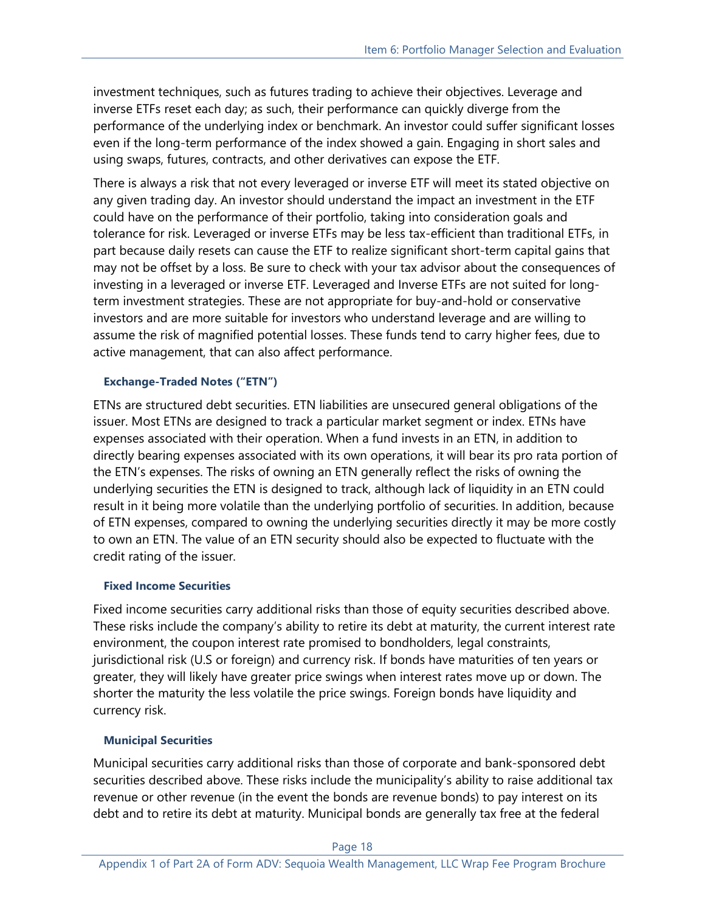investment techniques, such as futures trading to achieve their objectives. Leverage and inverse ETFs reset each day; as such, their performance can quickly diverge from the performance of the underlying index or benchmark. An investor could suffer significant losses even if the long-term performance of the index showed a gain. Engaging in short sales and using swaps, futures, contracts, and other derivatives can expose the ETF.

There is always a risk that not every leveraged or inverse ETF will meet its stated objective on any given trading day. An investor should understand the impact an investment in the ETF could have on the performance of their portfolio, taking into consideration goals and tolerance for risk. Leveraged or inverse ETFs may be less tax-efficient than traditional ETFs, in part because daily resets can cause the ETF to realize significant short-term capital gains that may not be offset by a loss. Be sure to check with your tax advisor about the consequences of investing in a leveraged or inverse ETF. Leveraged and Inverse ETFs are not suited for long-term investment strategies. These are not appropriate for buy-and-hold or conservative investors and are more suitable for investors who understand leverage and are willing to assume the risk of magnified potential losses. These funds tend to carry higher fees, due to active management, that can also affect performance.

#### Exchange-Traded Notes ("ETN")

ETNs are structured debt securities. ETN liabilities are unsecured general obligations of the issuer. Most ETNs are designed to track a particular market segment or index. ETNs have expenses associated with their operation. When a fund invests in an ETN, in addition to directly bearing expenses associated with its own operations, it will bear its pro rata portion of the ETN's expenses. The risks of owning an ETN generally reflect the risks of owning the underlying securities the ETN is designed to track, although lack of liquidity in an ETN could result in it being more volatile than the underlying portfolio of securities. In addition, because of ETN expenses, compared to owning the underlying securities directly it may be more costly to own an ETN. The value of an ETN security should also be expected to fluctuate with the credit rating of the issuer.

#### Fixed Income Securities

Fixed income securities carry additional risks than those of equity securities described above. These risks include the company's ability to retire its debt at maturity, the current interest rate environment, the coupon interest rate promised to bondholders, legal constraints, jurisdictional risk (U.S or foreign) and currency risk. If bonds have maturities of ten years or greater, they will likely have greater price swings when interest rates move up or down. The shorter the maturity the less volatile the price swings. Foreign bonds have liquidity and currency risk.

#### Municipal Securities

Municipal securities carry additional risks than those of corporate and bank-sponsored debt securities described above. These risks include the municipality's ability to raise additional tax revenue or other revenue (in the event the bonds are revenue bonds) to pay interest on its debt and to retire its debt at maturity. Municipal bonds are generally tax free at the federal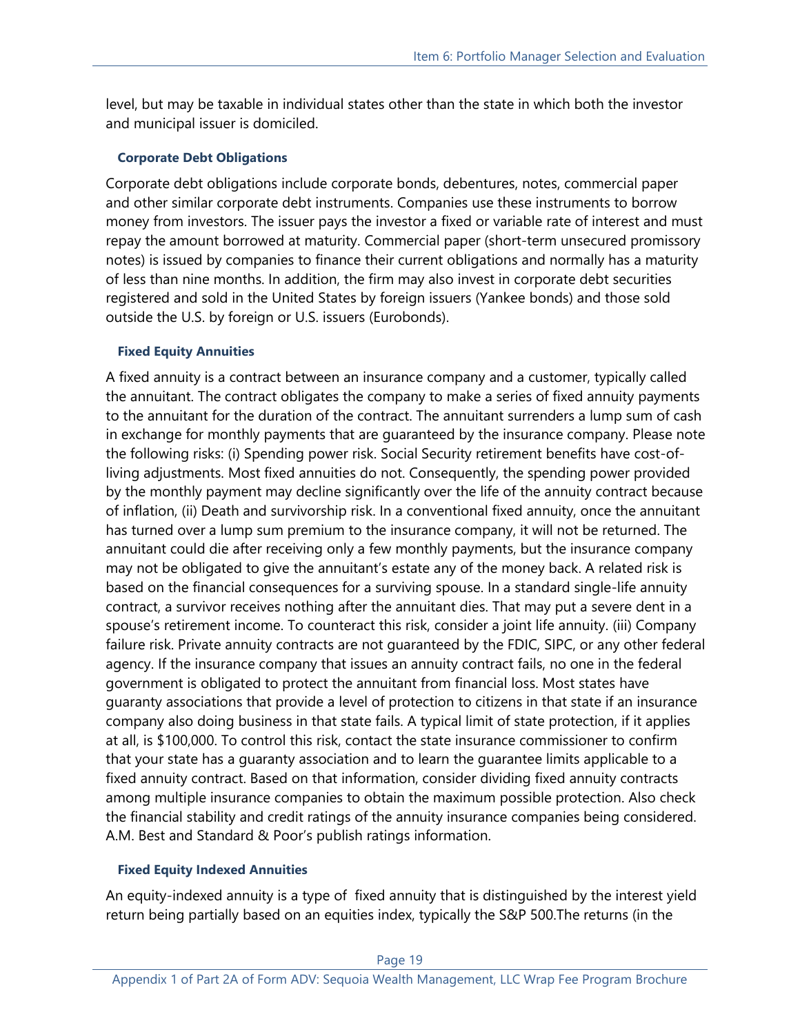level, but may be taxable in individual states other than the state in which both the investor and municipal issuer is domiciled.

### Corporate Debt Obligations

Corporate debt obligations include corporate bonds, debentures, notes, commercial paper and other similar corporate debt instruments. Companies use these instruments to borrow money from investors. The issuer pays the investor a fixed or variable rate of interest and must repay the amount borrowed at maturity. Commercial paper (short-term unsecured promissory notes) is issued by companies to finance their current obligations and normally has a maturity of less than nine months. In addition, the firm may also invest in corporate debt securities registered and sold in the United States by foreign issuers (Yankee bonds) and those sold outside the U.S. by foreign or U.S. issuers (Eurobonds).

### Fixed Equity Annuities

A fixed annuity is a contract between an insurance company and a customer, typically called the annuitant. The contract obligates the company to make a series of fixed annuity payments to the annuitant for the duration of the contract. The annuitant surrenders a lump sum of cash in exchange for monthly payments that are guaranteed by the insurance company. Please note the following risks: (i) Spending power risk. Social Security retirement benefits have cost-of-living adjustments. Most fixed annuities do not. Consequently, the spending power provided by the monthly payment may decline significantly over the life of the annuity contract because of inflation, (ii) Death and survivorship risk. In a conventional fixed annuity, once the annuitant has turned over a lump sum premium to the insurance company, it will not be returned. The annuitant could die after receiving only a few monthly payments, but the insurance company may not be obligated to give the annuitant's estate any of the money back. A related risk is based on the financial consequences for a surviving spouse. In a standard single-life annuity contract, a survivor receives nothing after the annuitant dies. That may put a severe dent in a spouse's retirement income. To counteract this risk, consider a joint life annuity. (iii) Company failure risk. Private annuity contracts are not guaranteed by the FDIC, SIPC, or any other federal agency. If the insurance company that issues an annuity contract fails, no one in the federal government is obligated to protect the annuitant from financial loss. Most states have guaranty associations that provide a level of protection to citizens in that state if an insurance company also doing business in that state fails. A typical limit of state protection, if it applies at all, is $100,000. To control this risk, contact the state insurance commissioner to confirm that your state has a guaranty association and to learn the guarantee limits applicable to a fixed annuity contract. Based on that information, consider dividing fixed annuity contracts among multiple insurance companies to obtain the maximum possible protection. Also check the financial stability and credit ratings of the annuity insurance companies being considered. A.M. Best and Standard & Poor's publish ratings information.

### Fixed Equity Indexed Annuities

An equity-indexed annuity is a type of fixed annuity that is distinguished by the interest yield return being partially based on an equities index, typically the S&P 500.The returns (in the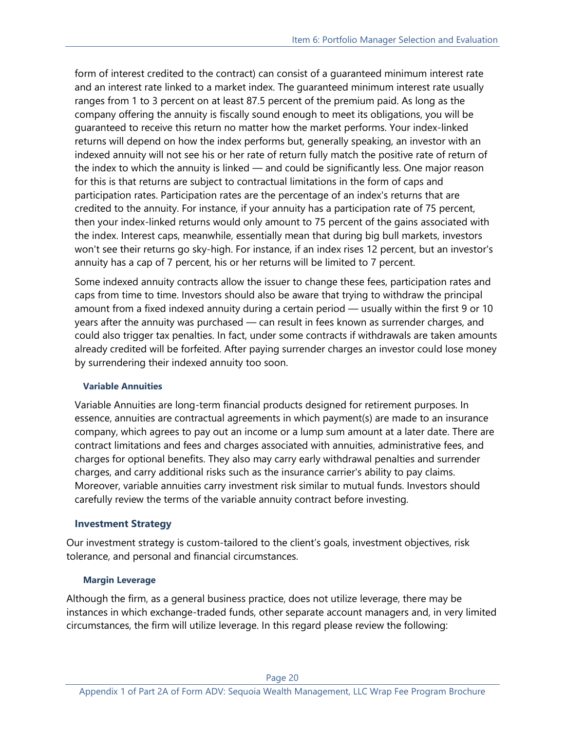form of interest credited to the contract) can consist of a guaranteed minimum interest rate and an interest rate linked to a market index. The guaranteed minimum interest rate usually ranges from 1 to 3 percent on at least 87.5 percent of the premium paid. As long as the company offering the annuity is fiscally sound enough to meet its obligations, you will be guaranteed to receive this return no matter how the market performs. Your index-linked returns will depend on how the index performs but, generally speaking, an investor with an indexed annuity will not see his or her rate of return fully match the positive rate of return of the index to which the annuity is linked — and could be significantly less. One major reason for this is that returns are subject to contractual limitations in the form of caps and participation rates. Participation rates are the percentage of an index's returns that are credited to the annuity. For instance, if your annuity has a participation rate of 75 percent, then your index-linked returns would only amount to 75 percent of the gains associated with the index. Interest caps, meanwhile, essentially mean that during big bull markets, investors won't see their returns go sky-high. For instance, if an index rises 12 percent, but an investor's annuity has a cap of 7 percent, his or her returns will be limited to 7 percent.

Some indexed annuity contracts allow the issuer to change these fees, participation rates and caps from time to time. Investors should also be aware that trying to withdraw the principal amount from a fixed indexed annuity during a certain period — usually within the first 9 or 10 years after the annuity was purchased — can result in fees known as surrender charges, and could also trigger tax penalties. In fact, under some contracts if withdrawals are taken amounts already credited will be forfeited. After paying surrender charges an investor could lose money by surrendering their indexed annuity too soon.

#### Variable Annuities

Variable Annuities are long-term financial products designed for retirement purposes. In essence, annuities are contractual agreements in which payment(s) are made to an insurance company, which agrees to pay out an income or a lump sum amount at a later date. There are contract limitations and fees and charges associated with annuities, administrative fees, and charges for optional benefits. They also may carry early withdrawal penalties and surrender charges, and carry additional risks such as the insurance carrier's ability to pay claims. Moreover, variable annuities carry investment risk similar to mutual funds. Investors should carefully review the terms of the variable annuity contract before investing.

### Investment Strategy

Our investment strategy is custom-tailored to the client's goals, investment objectives, risk tolerance, and personal and financial circumstances.

#### Margin Leverage

Although the firm, as a general business practice, does not utilize leverage, there may be instances in which exchange-traded funds, other separate account managers and, in very limited circumstances, the firm will utilize leverage. In this regard please review the following: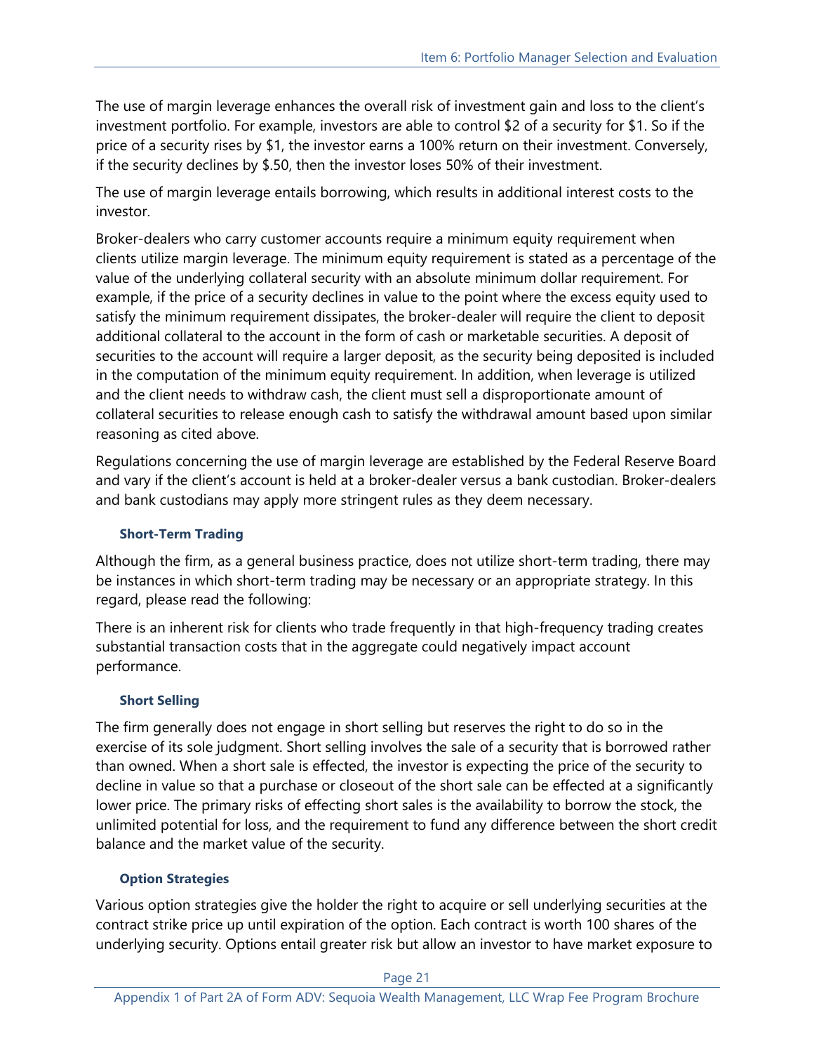The use of margin leverage enhances the overall risk of investment gain and loss to the client's investment portfolio. For example, investors are able to control $2 of a security for $1. So if the price of a security rises by $1, the investor earns a 100% return on their investment. Conversely, if the security declines by $.50, then the investor loses 50% of their investment.

The use of margin leverage entails borrowing, which results in additional interest costs to the investor.

Broker-dealers who carry customer accounts require a minimum equity requirement when clients utilize margin leverage. The minimum equity requirement is stated as a percentage of the value of the underlying collateral security with an absolute minimum dollar requirement. For example, if the price of a security declines in value to the point where the excess equity used to satisfy the minimum requirement dissipates, the broker-dealer will require the client to deposit additional collateral to the account in the form of cash or marketable securities. A deposit of securities to the account will require a larger deposit, as the security being deposited is included in the computation of the minimum equity requirement. In addition, when leverage is utilized and the client needs to withdraw cash, the client must sell a disproportionate amount of collateral securities to release enough cash to satisfy the withdrawal amount based upon similar reasoning as cited above.

Regulations concerning the use of margin leverage are established by the Federal Reserve Board and vary if the client's account is held at a broker-dealer versus a bank custodian. Broker-dealers and bank custodians may apply more stringent rules as they deem necessary.

#### Short-Term Trading

Although the firm, as a general business practice, does not utilize short-term trading, there may be instances in which short-term trading may be necessary or an appropriate strategy. In this regard, please read the following:

There is an inherent risk for clients who trade frequently in that high-frequency trading creates substantial transaction costs that in the aggregate could negatively impact account performance.

#### Short Selling

The firm generally does not engage in short selling but reserves the right to do so in the exercise of its sole judgment. Short selling involves the sale of a security that is borrowed rather than owned. When a short sale is effected, the investor is expecting the price of the security to decline in value so that a purchase or closeout of the short sale can be effected at a significantly lower price. The primary risks of effecting short sales is the availability to borrow the stock, the unlimited potential for loss, and the requirement to fund any difference between the short credit balance and the market value of the security.

#### Option Strategies

Various option strategies give the holder the right to acquire or sell underlying securities at the contract strike price up until expiration of the option. Each contract is worth 100 shares of the underlying security. Options entail greater risk but allow an investor to have market exposure to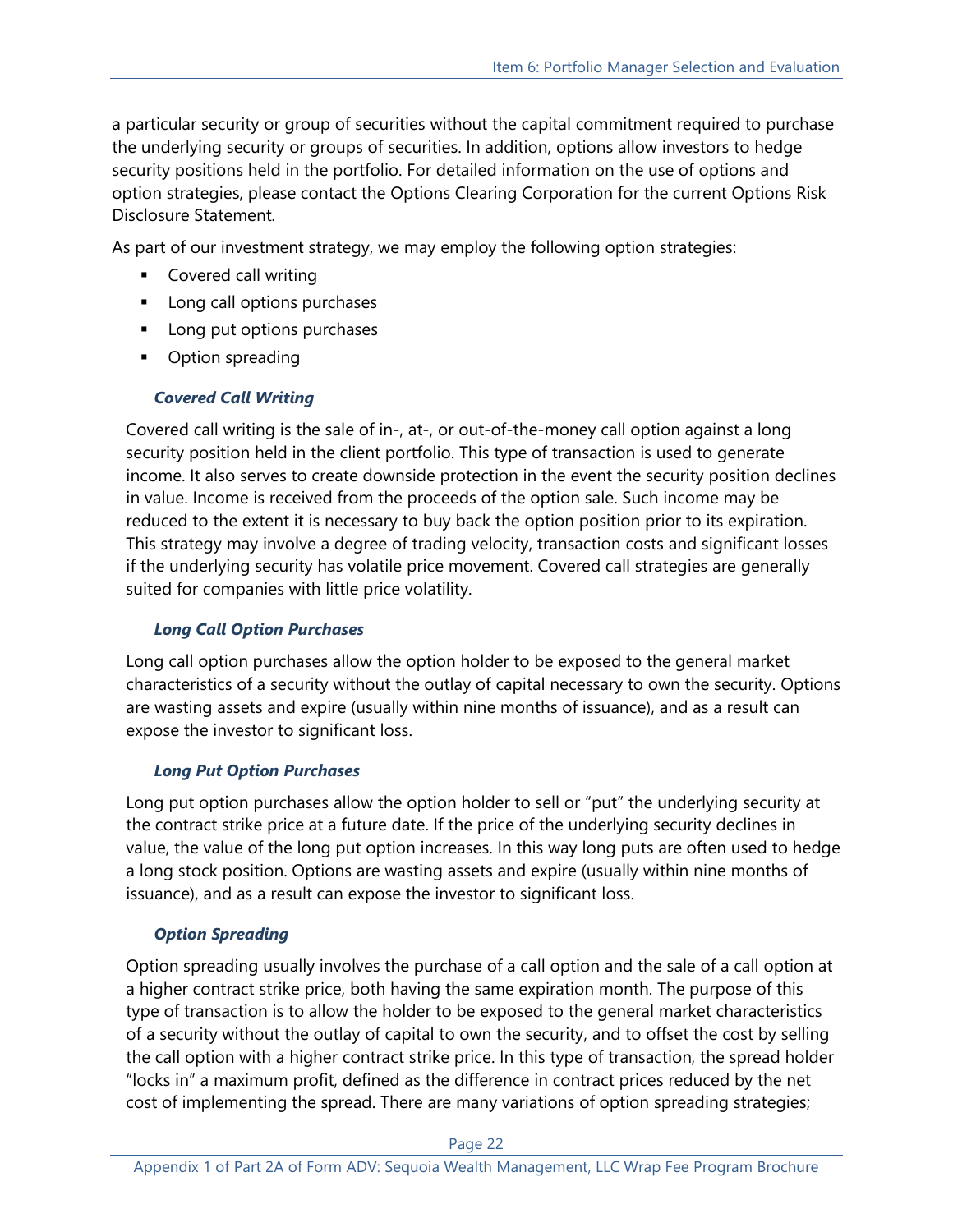a particular security or group of securities without the capital commitment required to purchase the underlying security or groups of securities. In addition, options allow investors to hedge security positions held in the portfolio. For detailed information on the use of options and option strategies, please contact the Options Clearing Corporation for the current Options Risk Disclosure Statement.

As part of our investment strategy, we may employ the following option strategies:

- Covered call writing
- Long call options purchases
- Long put options purchases
- Option spreading

#### *Covered Call Writing*

Covered call writing is the sale of in-, at-, or out-of-the-money call option against a long security position held in the client portfolio. This type of transaction is used to generate income. It also serves to create downside protection in the event the security position declines in value. Income is received from the proceeds of the option sale. Such income may be reduced to the extent it is necessary to buy back the option position prior to its expiration. This strategy may involve a degree of trading velocity, transaction costs and significant losses if the underlying security has volatile price movement. Covered call strategies are generally suited for companies with little price volatility.

#### *Long Call Option Purchases*

Long call option purchases allow the option holder to be exposed to the general market characteristics of a security without the outlay of capital necessary to own the security. Options are wasting assets and expire (usually within nine months of issuance), and as a result can expose the investor to significant loss.

#### *Long Put Option Purchases*

Long put option purchases allow the option holder to sell or "put" the underlying security at the contract strike price at a future date. If the price of the underlying security declines in value, the value of the long put option increases. In this way long puts are often used to hedge a long stock position. Options are wasting assets and expire (usually within nine months of issuance), and as a result can expose the investor to significant loss.

#### *Option Spreading*

Option spreading usually involves the purchase of a call option and the sale of a call option at a higher contract strike price, both having the same expiration month. The purpose of this type of transaction is to allow the holder to be exposed to the general market characteristics of a security without the outlay of capital to own the security, and to offset the cost by selling the call option with a higher contract strike price. In this type of transaction, the spread holder "locks in" a maximum profit, defined as the difference in contract prices reduced by the net cost of implementing the spread. There are many variations of option spreading strategies;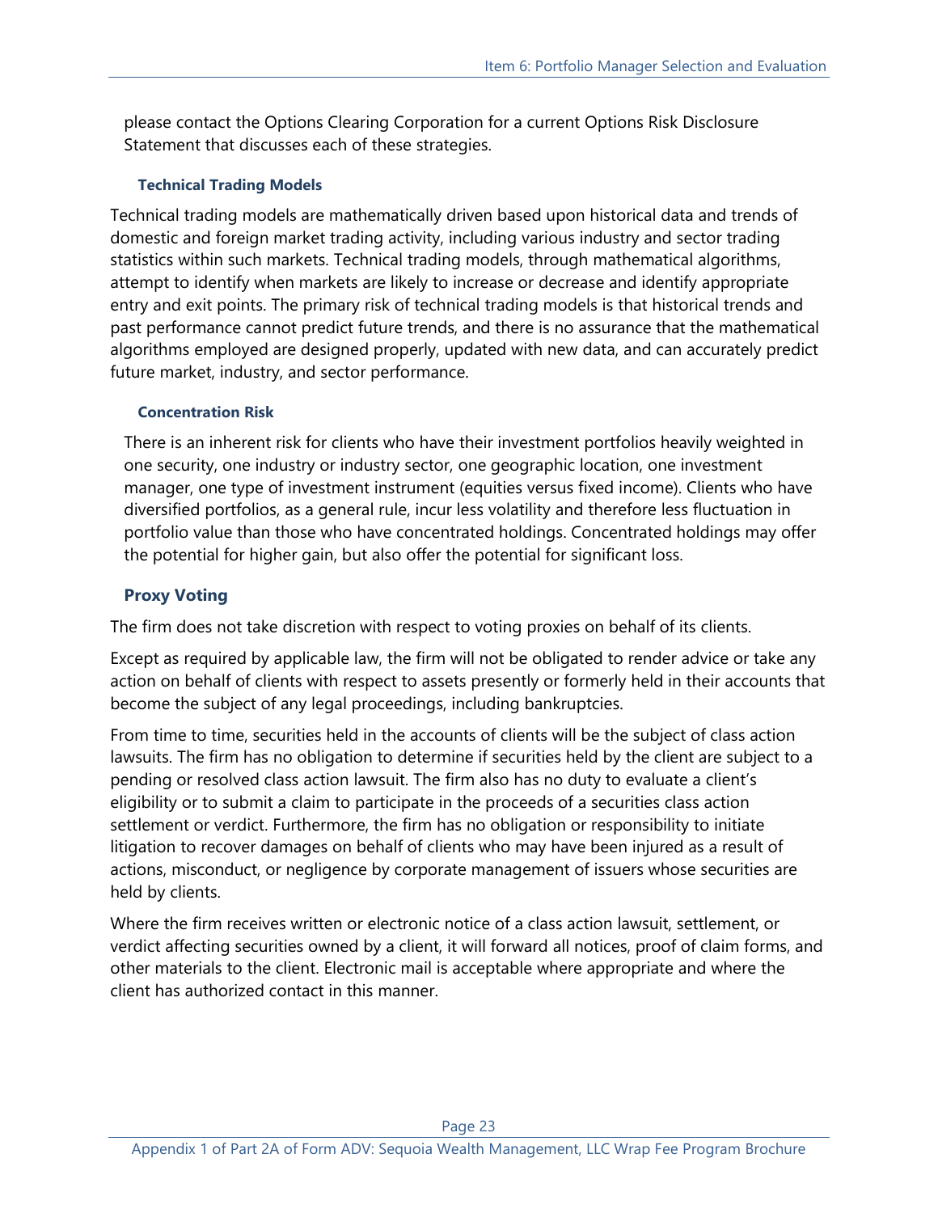please contact the Options Clearing Corporation for a current Options Risk Disclosure Statement that discusses each of these strategies.

#### Technical Trading Models

Technical trading models are mathematically driven based upon historical data and trends of domestic and foreign market trading activity, including various industry and sector trading statistics within such markets. Technical trading models, through mathematical algorithms, attempt to identify when markets are likely to increase or decrease and identify appropriate entry and exit points. The primary risk of technical trading models is that historical trends and past performance cannot predict future trends, and there is no assurance that the mathematical algorithms employed are designed properly, updated with new data, and can accurately predict future market, industry, and sector performance.

#### Concentration Risk

There is an inherent risk for clients who have their investment portfolios heavily weighted in one security, one industry or industry sector, one geographic location, one investment manager, one type of investment instrument (equities versus fixed income). Clients who have diversified portfolios, as a general rule, incur less volatility and therefore less fluctuation in portfolio value than those who have concentrated holdings. Concentrated holdings may offer the potential for higher gain, but also offer the potential for significant loss.

### Proxy Voting

The firm does not take discretion with respect to voting proxies on behalf of its clients.

Except as required by applicable law, the firm will not be obligated to render advice or take any action on behalf of clients with respect to assets presently or formerly held in their accounts that become the subject of any legal proceedings, including bankruptcies.

From time to time, securities held in the accounts of clients will be the subject of class action lawsuits. The firm has no obligation to determine if securities held by the client are subject to a pending or resolved class action lawsuit. The firm also has no duty to evaluate a client's eligibility or to submit a claim to participate in the proceeds of a securities class action settlement or verdict. Furthermore, the firm has no obligation or responsibility to initiate litigation to recover damages on behalf of clients who may have been injured as a result of actions, misconduct, or negligence by corporate management of issuers whose securities are held by clients.

Where the firm receives written or electronic notice of a class action lawsuit, settlement, or verdict affecting securities owned by a client, it will forward all notices, proof of claim forms, and other materials to the client. Electronic mail is acceptable where appropriate and where the client has authorized contact in this manner.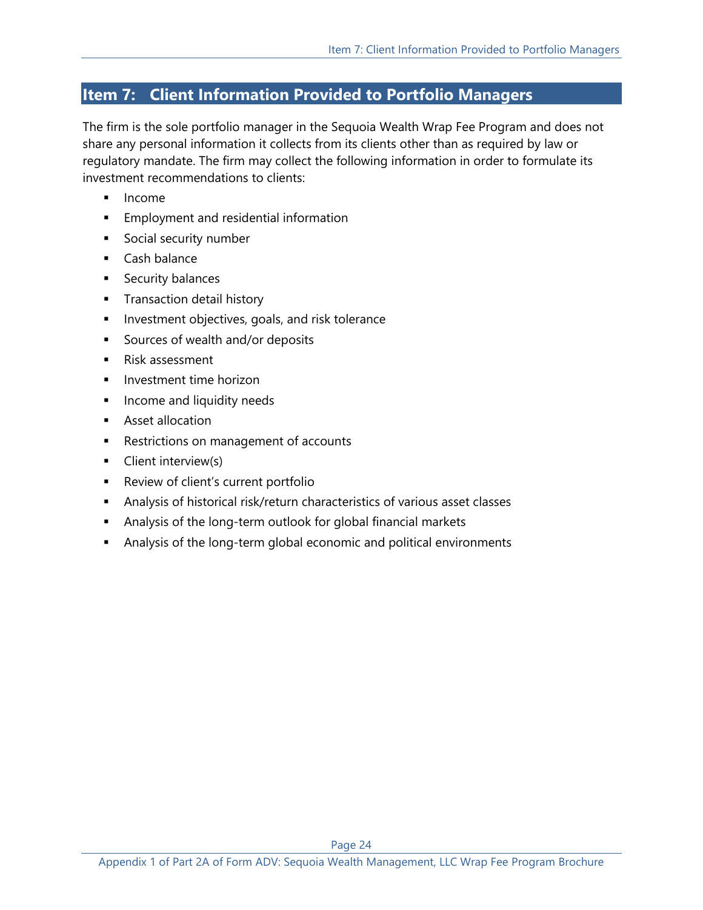## Item 7: Client Information Provided to Portfolio Managers

The firm is the sole portfolio manager in the Sequoia Wealth Wrap Fee Program and does not share any personal information it collects from its clients other than as required by law or regulatory mandate. The firm may collect the following information in order to formulate its investment recommendations to clients:

- Income
- Employment and residential information
- Social security number
- Cash balance
- Security balances
- Transaction detail history
- Investment objectives, goals, and risk tolerance
- Sources of wealth and/or deposits
- Risk assessment
- Investment time horizon
- Income and liquidity needs
- Asset allocation
- Restrictions on management of accounts
- Client interview(s)
- Review of client's current portfolio
- Analysis of historical risk/return characteristics of various asset classes
- Analysis of the long-term outlook for global financial markets
- Analysis of the long-term global economic and political environments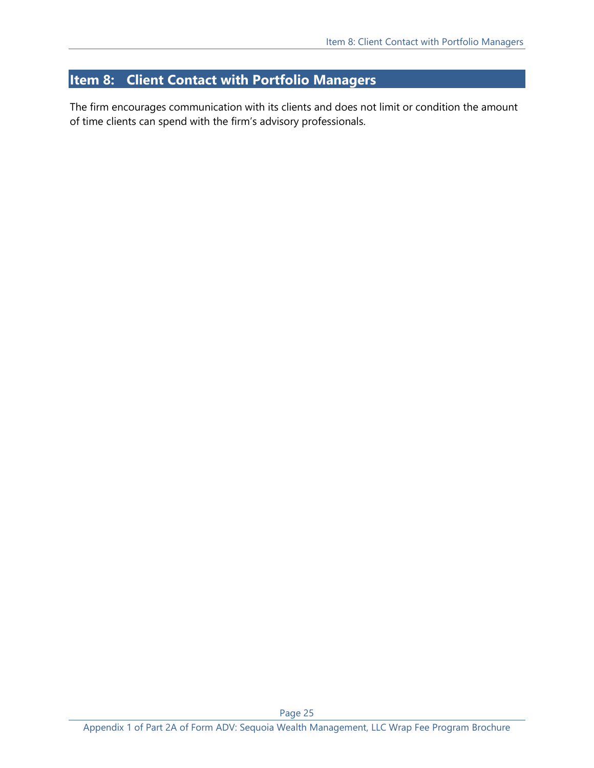## Item 8: Client Contact with Portfolio Managers

The firm encourages communication with its clients and does not limit or condition the amount of time clients can spend with the firm's advisory professionals.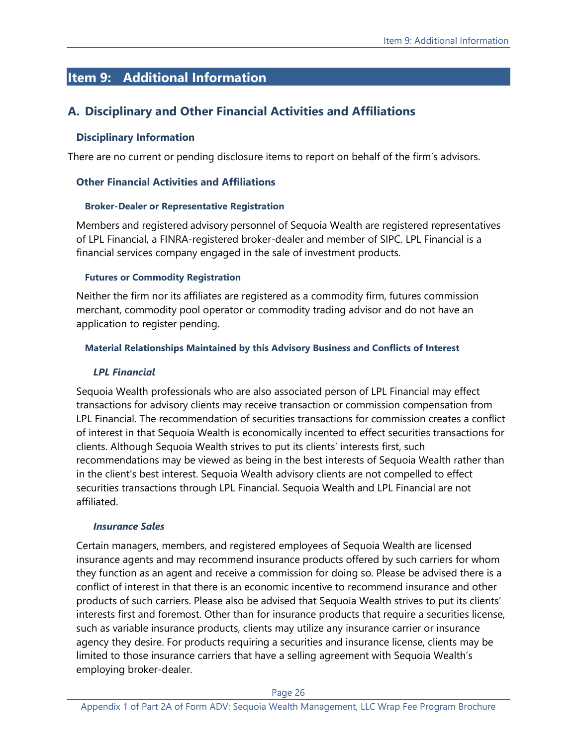## Item 9: Additional Information

### A. Disciplinary and Other Financial Activities and Affiliations

#### Disciplinary Information

There are no current or pending disclosure items to report on behalf of the firm's advisors.

#### Other Financial Activities and Affiliations

##### Broker-Dealer or Representative Registration

Members and registered advisory personnel of Sequoia Wealth are registered representatives of LPL Financial, a FINRA-registered broker-dealer and member of SIPC. LPL Financial is a financial services company engaged in the sale of investment products.

##### Futures or Commodity Registration

Neither the firm nor its affiliates are registered as a commodity firm, futures commission merchant, commodity pool operator or commodity trading advisor and do not have an application to register pending.

##### Material Relationships Maintained by this Advisory Business and Conflicts of Interest

***LPL Financial***

Sequoia Wealth professionals who are also associated person of LPL Financial may effect transactions for advisory clients may receive transaction or commission compensation from LPL Financial. The recommendation of securities transactions for commission creates a conflict of interest in that Sequoia Wealth is economically incented to effect securities transactions for clients. Although Sequoia Wealth strives to put its clients' interests first, such recommendations may be viewed as being in the best interests of Sequoia Wealth rather than in the client's best interest. Sequoia Wealth advisory clients are not compelled to effect securities transactions through LPL Financial. Sequoia Wealth and LPL Financial are not affiliated.

***Insurance Sales***

Certain managers, members, and registered employees of Sequoia Wealth are licensed insurance agents and may recommend insurance products offered by such carriers for whom they function as an agent and receive a commission for doing so. Please be advised there is a conflict of interest in that there is an economic incentive to recommend insurance and other products of such carriers. Please also be advised that Sequoia Wealth strives to put its clients' interests first and foremost. Other than for insurance products that require a securities license, such as variable insurance products, clients may utilize any insurance carrier or insurance agency they desire. For products requiring a securities and insurance license, clients may be limited to those insurance carriers that have a selling agreement with Sequoia Wealth's employing broker-dealer.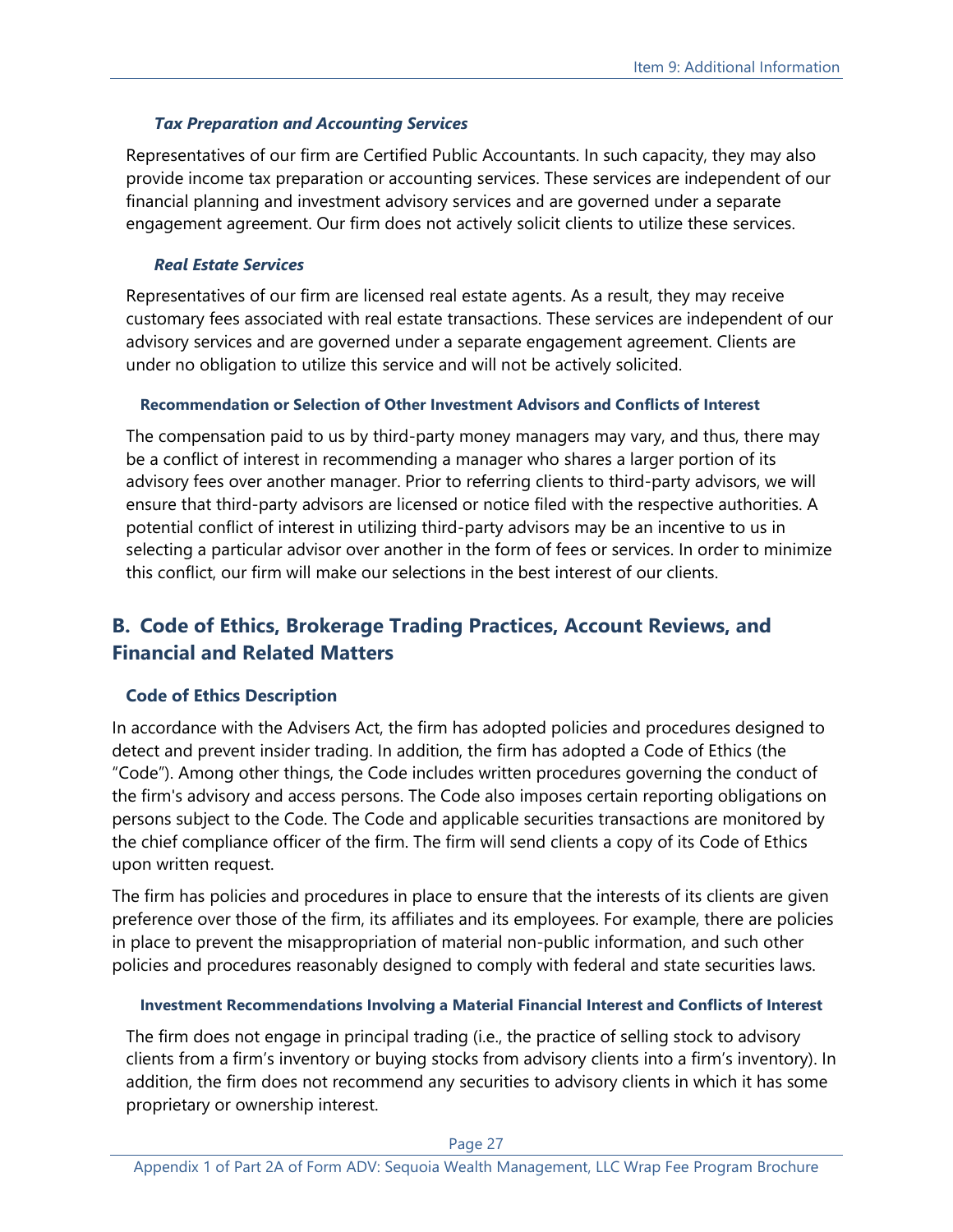#### *Tax Preparation and Accounting Services*

Representatives of our firm are Certified Public Accountants. In such capacity, they may also provide income tax preparation or accounting services. These services are independent of our financial planning and investment advisory services and are governed under a separate engagement agreement. Our firm does not actively solicit clients to utilize these services.

#### *Real Estate Services*

Representatives of our firm are licensed real estate agents. As a result, they may receive customary fees associated with real estate transactions. These services are independent of our advisory services and are governed under a separate engagement agreement. Clients are under no obligation to utilize this service and will not be actively solicited.

#### Recommendation or Selection of Other Investment Advisors and Conflicts of Interest

The compensation paid to us by third-party money managers may vary, and thus, there may be a conflict of interest in recommending a manager who shares a larger portion of its advisory fees over another manager. Prior to referring clients to third-party advisors, we will ensure that third-party advisors are licensed or notice filed with the respective authorities. A potential conflict of interest in utilizing third-party advisors may be an incentive to us in selecting a particular advisor over another in the form of fees or services. In order to minimize this conflict, our firm will make our selections in the best interest of our clients.

## B. Code of Ethics, Brokerage Trading Practices, Account Reviews, and Financial and Related Matters

### Code of Ethics Description

In accordance with the Advisers Act, the firm has adopted policies and procedures designed to detect and prevent insider trading. In addition, the firm has adopted a Code of Ethics (the "Code"). Among other things, the Code includes written procedures governing the conduct of the firm's advisory and access persons. The Code also imposes certain reporting obligations on persons subject to the Code. The Code and applicable securities transactions are monitored by the chief compliance officer of the firm. The firm will send clients a copy of its Code of Ethics upon written request.

The firm has policies and procedures in place to ensure that the interests of its clients are given preference over those of the firm, its affiliates and its employees. For example, there are policies in place to prevent the misappropriation of material non-public information, and such other policies and procedures reasonably designed to comply with federal and state securities laws.

#### Investment Recommendations Involving a Material Financial Interest and Conflicts of Interest

The firm does not engage in principal trading (i.e., the practice of selling stock to advisory clients from a firm's inventory or buying stocks from advisory clients into a firm's inventory). In addition, the firm does not recommend any securities to advisory clients in which it has some proprietary or ownership interest.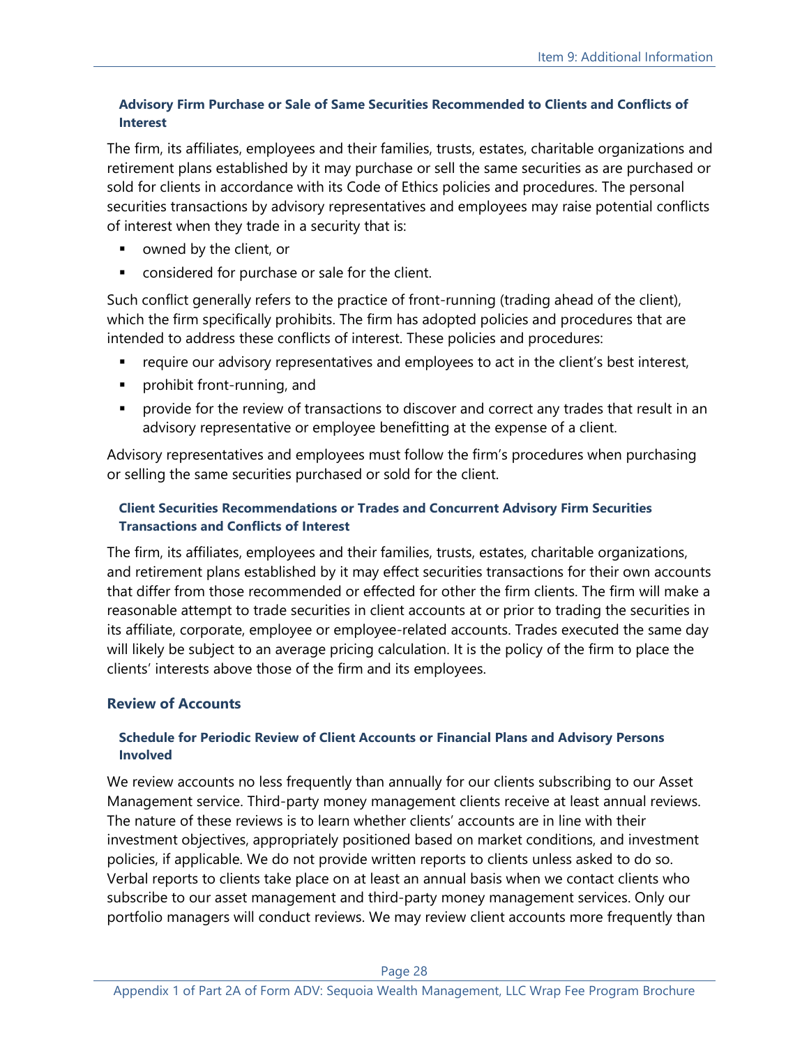### Advisory Firm Purchase or Sale of Same Securities Recommended to Clients and Conflicts of Interest

The firm, its affiliates, employees and their families, trusts, estates, charitable organizations and retirement plans established by it may purchase or sell the same securities as are purchased or sold for clients in accordance with its Code of Ethics policies and procedures. The personal securities transactions by advisory representatives and employees may raise potential conflicts of interest when they trade in a security that is:

- owned by the client, or
- considered for purchase or sale for the client.

Such conflict generally refers to the practice of front-running (trading ahead of the client), which the firm specifically prohibits. The firm has adopted policies and procedures that are intended to address these conflicts of interest. These policies and procedures:

- require our advisory representatives and employees to act in the client's best interest,
- prohibit front-running, and
- provide for the review of transactions to discover and correct any trades that result in an advisory representative or employee benefitting at the expense of a client.

Advisory representatives and employees must follow the firm's procedures when purchasing or selling the same securities purchased or sold for the client.

### Client Securities Recommendations or Trades and Concurrent Advisory Firm Securities Transactions and Conflicts of Interest

The firm, its affiliates, employees and their families, trusts, estates, charitable organizations, and retirement plans established by it may effect securities transactions for their own accounts that differ from those recommended or effected for other the firm clients. The firm will make a reasonable attempt to trade securities in client accounts at or prior to trading the securities in its affiliate, corporate, employee or employee-related accounts. Trades executed the same day will likely be subject to an average pricing calculation. It is the policy of the firm to place the clients' interests above those of the firm and its employees.

## Review of Accounts

### Schedule for Periodic Review of Client Accounts or Financial Plans and Advisory Persons Involved

We review accounts no less frequently than annually for our clients subscribing to our Asset Management service. Third-party money management clients receive at least annual reviews. The nature of these reviews is to learn whether clients' accounts are in line with their investment objectives, appropriately positioned based on market conditions, and investment policies, if applicable. We do not provide written reports to clients unless asked to do so. Verbal reports to clients take place on at least an annual basis when we contact clients who subscribe to our asset management and third-party money management services. Only our portfolio managers will conduct reviews. We may review client accounts more frequently than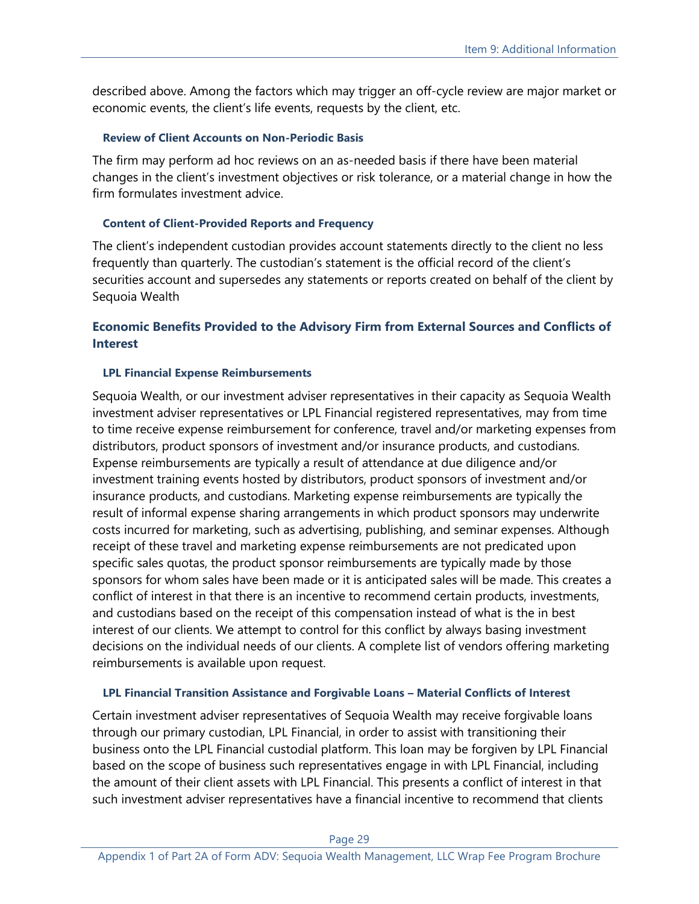described above. Among the factors which may trigger an off-cycle review are major market or economic events, the client's life events, requests by the client, etc.

#### Review of Client Accounts on Non-Periodic Basis

The firm may perform ad hoc reviews on an as-needed basis if there have been material changes in the client's investment objectives or risk tolerance, or a material change in how the firm formulates investment advice.

#### Content of Client-Provided Reports and Frequency

The client's independent custodian provides account statements directly to the client no less frequently than quarterly. The custodian's statement is the official record of the client's securities account and supersedes any statements or reports created on behalf of the client by Sequoia Wealth

### Economic Benefits Provided to the Advisory Firm from External Sources and Conflicts of Interest

#### LPL Financial Expense Reimbursements

Sequoia Wealth, or our investment adviser representatives in their capacity as Sequoia Wealth investment adviser representatives or LPL Financial registered representatives, may from time to time receive expense reimbursement for conference, travel and/or marketing expenses from distributors, product sponsors of investment and/or insurance products, and custodians. Expense reimbursements are typically a result of attendance at due diligence and/or investment training events hosted by distributors, product sponsors of investment and/or insurance products, and custodians. Marketing expense reimbursements are typically the result of informal expense sharing arrangements in which product sponsors may underwrite costs incurred for marketing, such as advertising, publishing, and seminar expenses. Although receipt of these travel and marketing expense reimbursements are not predicated upon specific sales quotas, the product sponsor reimbursements are typically made by those sponsors for whom sales have been made or it is anticipated sales will be made. This creates a conflict of interest in that there is an incentive to recommend certain products, investments, and custodians based on the receipt of this compensation instead of what is the in best interest of our clients. We attempt to control for this conflict by always basing investment decisions on the individual needs of our clients. A complete list of vendors offering marketing reimbursements is available upon request.

#### LPL Financial Transition Assistance and Forgivable Loans – Material Conflicts of Interest

Certain investment adviser representatives of Sequoia Wealth may receive forgivable loans through our primary custodian, LPL Financial, in order to assist with transitioning their business onto the LPL Financial custodial platform. This loan may be forgiven by LPL Financial based on the scope of business such representatives engage in with LPL Financial, including the amount of their client assets with LPL Financial. This presents a conflict of interest in that such investment adviser representatives have a financial incentive to recommend that clients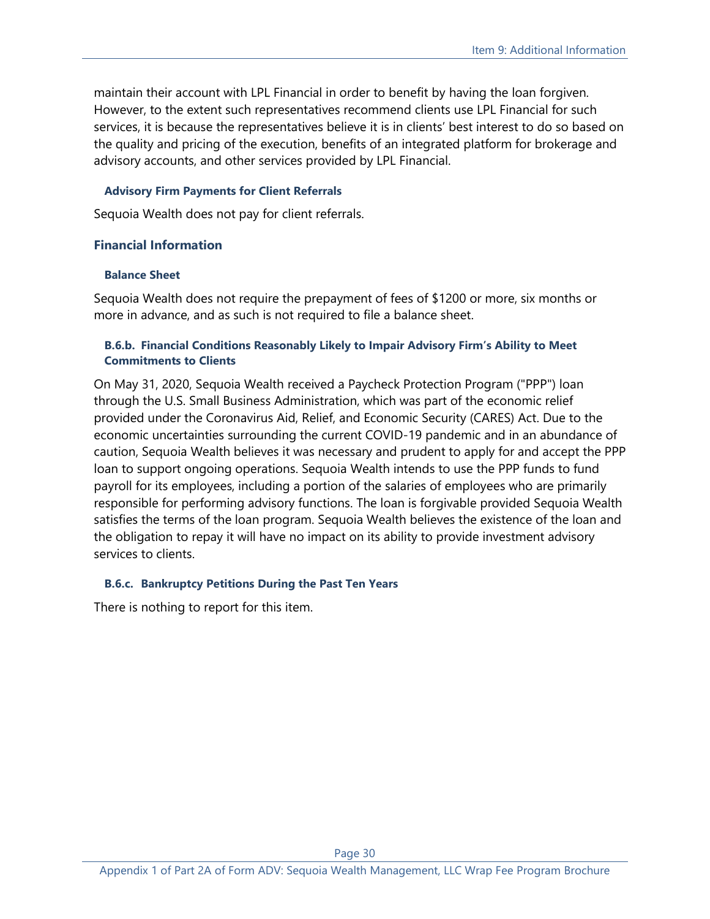maintain their account with LPL Financial in order to benefit by having the loan forgiven. However, to the extent such representatives recommend clients use LPL Financial for such services, it is because the representatives believe it is in clients' best interest to do so based on the quality and pricing of the execution, benefits of an integrated platform for brokerage and advisory accounts, and other services provided by LPL Financial.

### Advisory Firm Payments for Client Referrals

Sequoia Wealth does not pay for client referrals.

## Financial Information

### Balance Sheet

Sequoia Wealth does not require the prepayment of fees of $1200 or more, six months or more in advance, and as such is not required to file a balance sheet.

### B.6.b. Financial Conditions Reasonably Likely to Impair Advisory Firm's Ability to Meet Commitments to Clients

On May 31, 2020, Sequoia Wealth received a Paycheck Protection Program ("PPP") loan through the U.S. Small Business Administration, which was part of the economic relief provided under the Coronavirus Aid, Relief, and Economic Security (CARES) Act. Due to the economic uncertainties surrounding the current COVID-19 pandemic and in an abundance of caution, Sequoia Wealth believes it was necessary and prudent to apply for and accept the PPP loan to support ongoing operations. Sequoia Wealth intends to use the PPP funds to fund payroll for its employees, including a portion of the salaries of employees who are primarily responsible for performing advisory functions. The loan is forgivable provided Sequoia Wealth satisfies the terms of the loan program. Sequoia Wealth believes the existence of the loan and the obligation to repay it will have no impact on its ability to provide investment advisory services to clients.

### B.6.c. Bankruptcy Petitions During the Past Ten Years

There is nothing to report for this item.